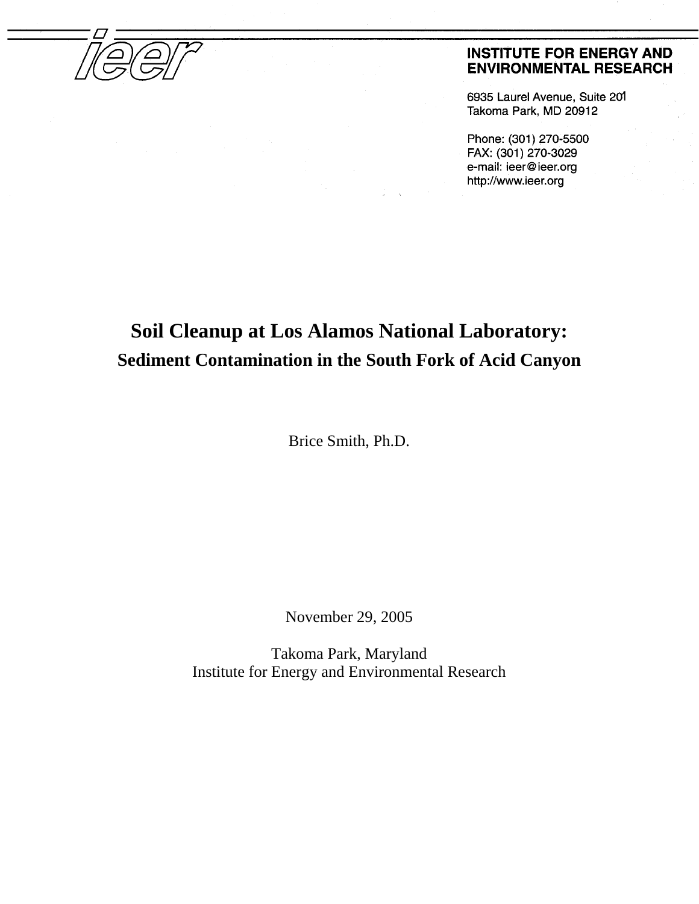ieer

**INSTITUTE FOR ENERGY AND ENVIRONMENTAL RESEARCH**

6935 Laurel Avenue, Suite 201
Takoma Park, MD 20912

Phone: (301) 270-5500
FAX: (301) 270-3029
e-mail: ieer@ieer.org
http://www.ieer.org

# Soil Cleanup at Los Alamos National Laboratory:

## Sediment Contamination in the South Fork of Acid Canyon

Brice Smith, Ph.D.

November 29, 2005

Takoma Park, Maryland
Institute for Energy and Environmental Research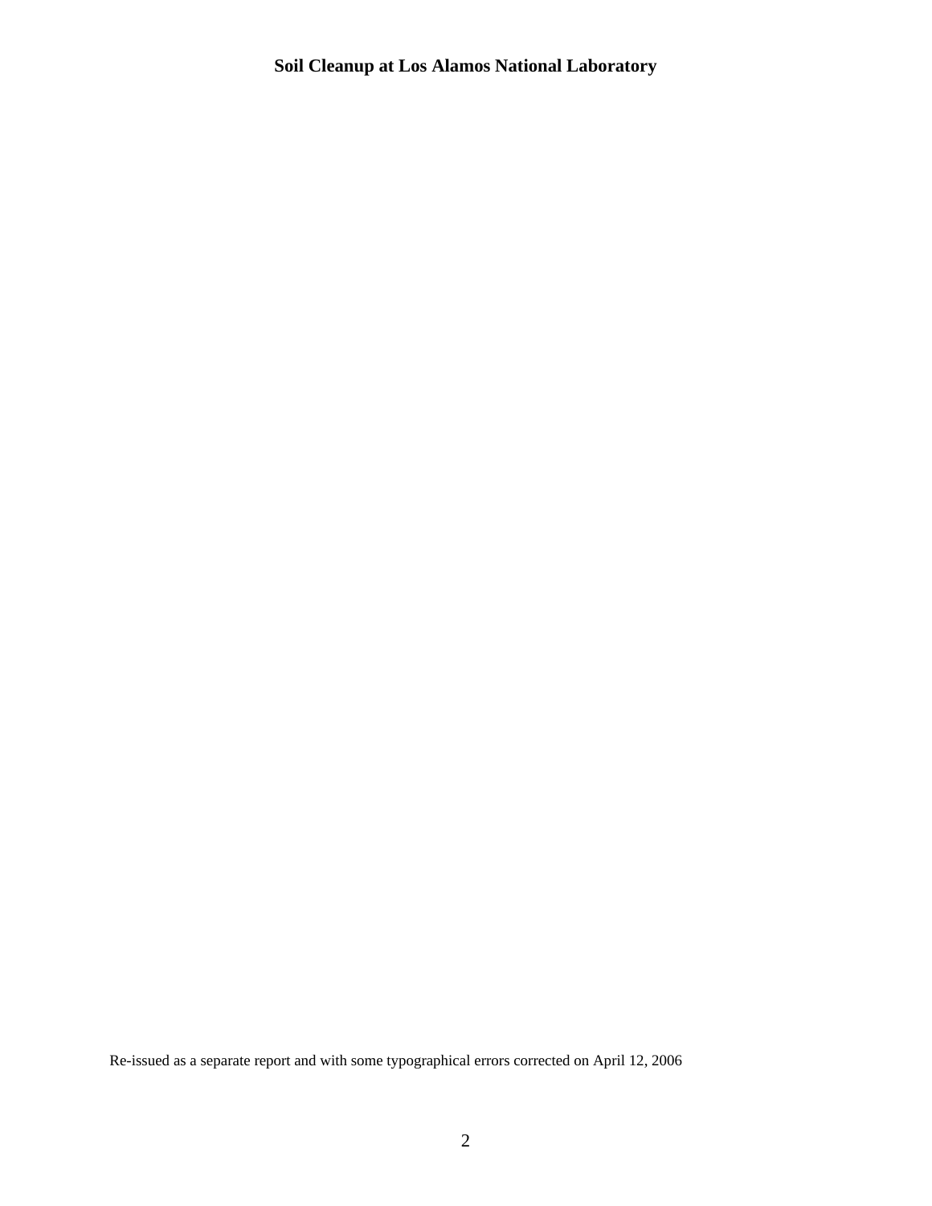# Soil Cleanup at Los Alamos National Laboratory

Re-issued as a separate report and with some typographical errors corrected on April 12, 2006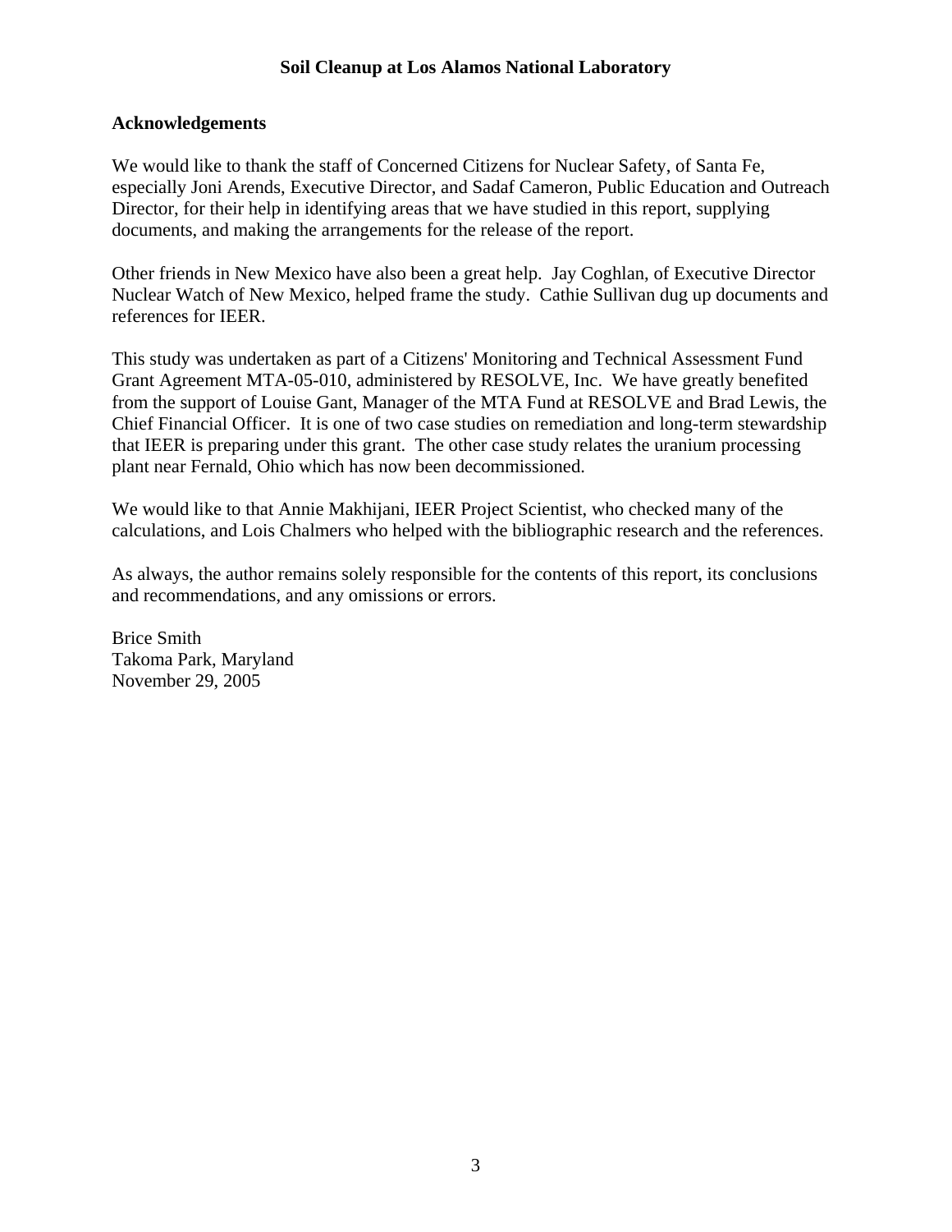## Acknowledgements

We would like to thank the staff of Concerned Citizens for Nuclear Safety, of Santa Fe, especially Joni Arends, Executive Director, and Sadaf Cameron, Public Education and Outreach Director, for their help in identifying areas that we have studied in this report, supplying documents, and making the arrangements for the release of the report.

Other friends in New Mexico have also been a great help. Jay Coghlan, of Executive Director Nuclear Watch of New Mexico, helped frame the study. Cathie Sullivan dug up documents and references for IEER.

This study was undertaken as part of a Citizens' Monitoring and Technical Assessment Fund Grant Agreement MTA-05-010, administered by RESOLVE, Inc. We have greatly benefited from the support of Louise Gant, Manager of the MTA Fund at RESOLVE and Brad Lewis, the Chief Financial Officer. It is one of two case studies on remediation and long-term stewardship that IEER is preparing under this grant. The other case study relates the uranium processing plant near Fernald, Ohio which has now been decommissioned.

We would like to that Annie Makhijani, IEER Project Scientist, who checked many of the calculations, and Lois Chalmers who helped with the bibliographic research and the references.

As always, the author remains solely responsible for the contents of this report, its conclusions and recommendations, and any omissions or errors.

Brice Smith
Takoma Park, Maryland
November 29, 2005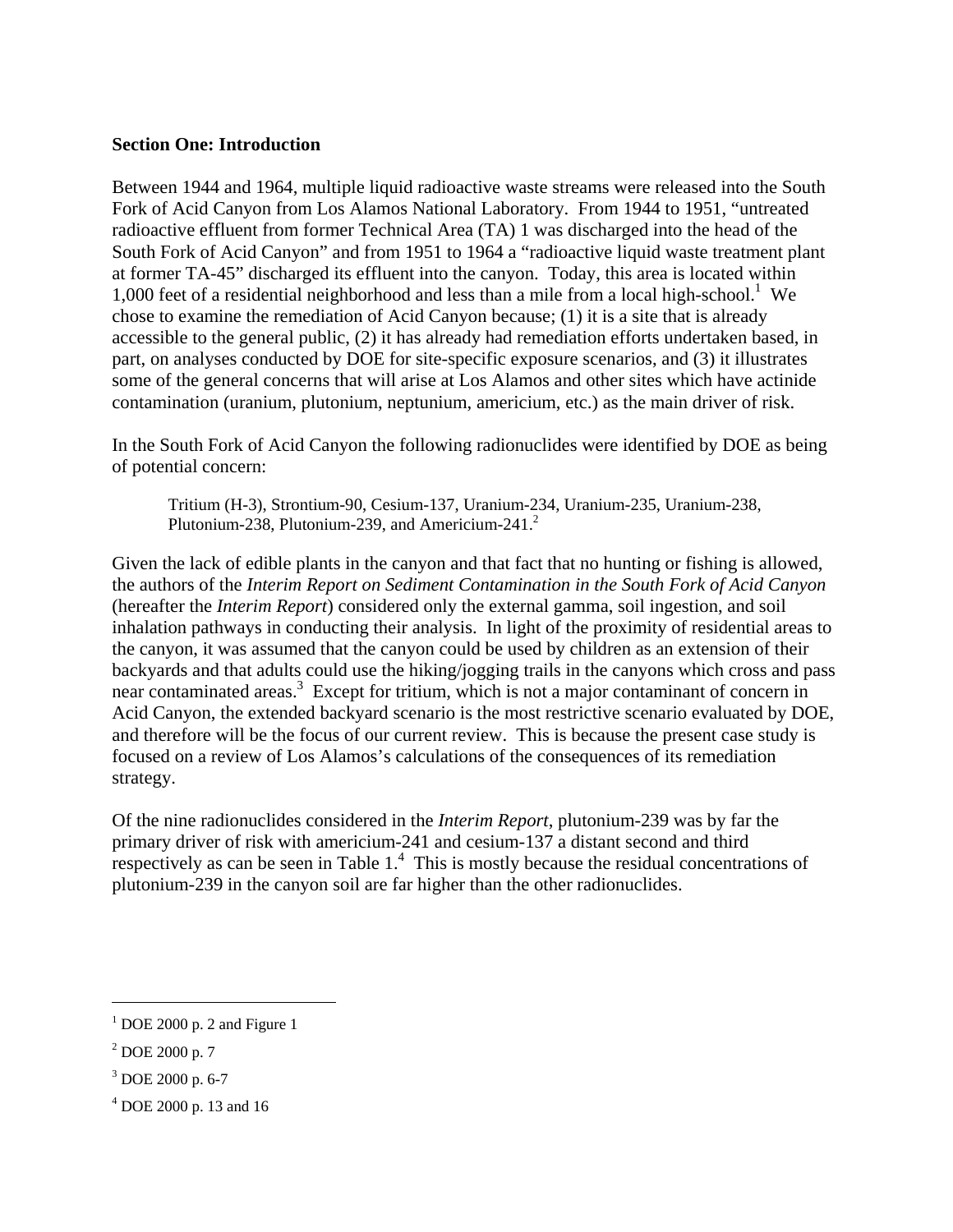**Section One: Introduction**

Between 1944 and 1964, multiple liquid radioactive waste streams were released into the South Fork of Acid Canyon from Los Alamos National Laboratory. From 1944 to 1951, "untreated radioactive effluent from former Technical Area (TA) 1 was discharged into the head of the South Fork of Acid Canyon" and from 1951 to 1964 a "radioactive liquid waste treatment plant at former TA-45" discharged its effluent into the canyon. Today, this area is located within 1,000 feet of a residential neighborhood and less than a mile from a local high-school.[1] We chose to examine the remediation of Acid Canyon because; (1) it is a site that is already accessible to the general public, (2) it has already had remediation efforts undertaken based, in part, on analyses conducted by DOE for site-specific exposure scenarios, and (3) it illustrates some of the general concerns that will arise at Los Alamos and other sites which have actinide contamination (uranium, plutonium, neptunium, americium, etc.) as the main driver of risk.

In the South Fork of Acid Canyon the following radionuclides were identified by DOE as being of potential concern:

> Tritium (H-3), Strontium-90, Cesium-137, Uranium-234, Uranium-235, Uranium-238, Plutonium-238, Plutonium-239, and Americium-241.[2]

Given the lack of edible plants in the canyon and that fact that no hunting or fishing is allowed, the authors of the *Interim Report on Sediment Contamination in the South Fork of Acid Canyon* (hereafter the *Interim Report*) considered only the external gamma, soil ingestion, and soil inhalation pathways in conducting their analysis. In light of the proximity of residential areas to the canyon, it was assumed that the canyon could be used by children as an extension of their backyards and that adults could use the hiking/jogging trails in the canyons which cross and pass near contaminated areas.[3] Except for tritium, which is not a major contaminant of concern in Acid Canyon, the extended backyard scenario is the most restrictive scenario evaluated by DOE, and therefore will be the focus of our current review. This is because the present case study is focused on a review of Los Alamos's calculations of the consequences of its remediation strategy.

Of the nine radionuclides considered in the *Interim Report*, plutonium-239 was by far the primary driver of risk with americium-241 and cesium-137 a distant second and third respectively as can be seen in Table 1.[4] This is mostly because the residual concentrations of plutonium-239 in the canyon soil are far higher than the other radionuclides.

---

[1] DOE 2000 p. 2 and Figure 1

[2] DOE 2000 p. 7

[3] DOE 2000 p. 6-7

[4] DOE 2000 p. 13 and 16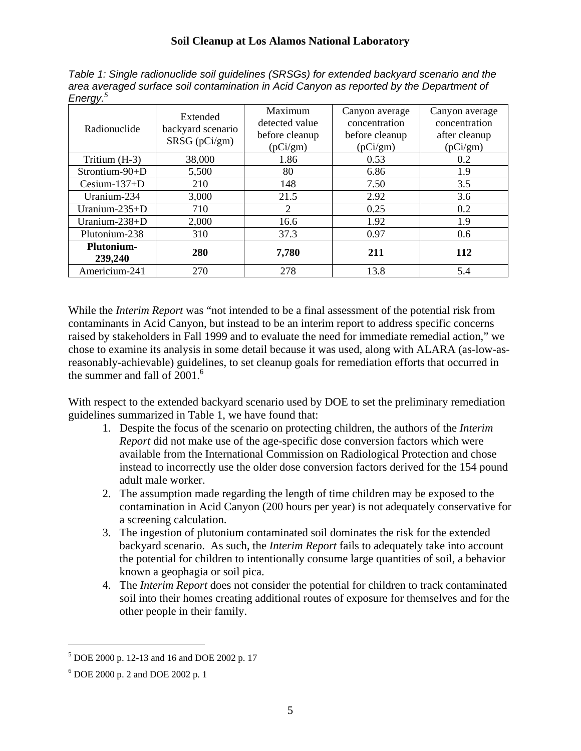*Table 1: Single radionuclide soil guidelines (SRSGs) for extended backyard scenario and the area averaged surface soil contamination in Acid Canyon as reported by the Department of Energy.*[5]

| Radionuclide | Extended backyard scenario SRSG (pCi/gm) | Maximum detected value before cleanup (pCi/gm) | Canyon average concentration before cleanup (pCi/gm) | Canyon average concentration after cleanup (pCi/gm) |
|---|---|---|---|---|
| Tritium (H-3) | 38,000 | 1.86 | 0.53 | 0.2 |
| Strontium-90+D | 5,500 | 80 | 6.86 | 1.9 |
| Cesium-137+D | 210 | 148 | 7.50 | 3.5 |
| Uranium-234 | 3,000 | 21.5 | 2.92 | 3.6 |
| Uranium-235+D | 710 | 2 | 0.25 | 0.2 |
| Uranium-238+D | 2,000 | 16.6 | 1.92 | 1.9 |
| Plutonium-238 | 310 | 37.3 | 0.97 | 0.6 |
| **Plutonium-239,240** | **280** | **7,780** | **211** | **112** |
| Americium-241 | 270 | 278 | 13.8 | 5.4 |

While the *Interim Report* was "not intended to be a final assessment of the potential risk from contaminants in Acid Canyon, but instead to be an interim report to address specific concerns raised by stakeholders in Fall 1999 and to evaluate the need for immediate remedial action," we chose to examine its analysis in some detail because it was used, along with ALARA (as-low-as-reasonably-achievable) guidelines, to set cleanup goals for remediation efforts that occurred in the summer and fall of 2001.[6]

With respect to the extended backyard scenario used by DOE to set the preliminary remediation guidelines summarized in Table 1, we have found that:

1. Despite the focus of the scenario on protecting children, the authors of the *Interim Report* did not make use of the age-specific dose conversion factors which were available from the International Commission on Radiological Protection and chose instead to incorrectly use the older dose conversion factors derived for the 154 pound adult male worker.
2. The assumption made regarding the length of time children may be exposed to the contamination in Acid Canyon (200 hours per year) is not adequately conservative for a screening calculation.
3. The ingestion of plutonium contaminated soil dominates the risk for the extended backyard scenario. As such, the *Interim Report* fails to adequately take into account the potential for children to intentionally consume large quantities of soil, a behavior known a geophagia or soil pica.
4. The *Interim Report* does not consider the potential for children to track contaminated soil into their homes creating additional routes of exposure for themselves and for the other people in their family.

---

[5] DOE 2000 p. 12-13 and 16 and DOE 2002 p. 17

[6] DOE 2000 p. 2 and DOE 2002 p. 1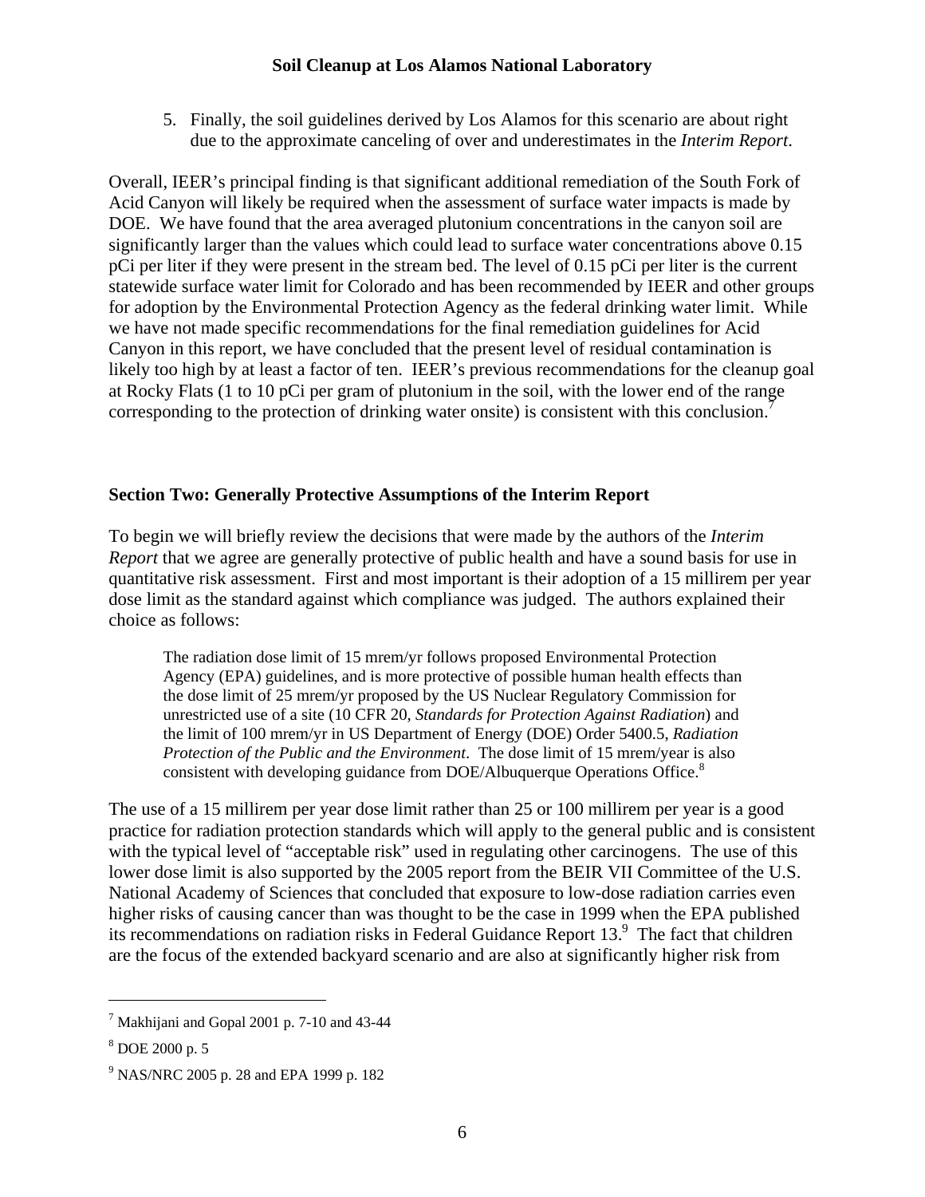5. Finally, the soil guidelines derived by Los Alamos for this scenario are about right due to the approximate canceling of over and underestimates in the *Interim Report*.

Overall, IEER's principal finding is that significant additional remediation of the South Fork of Acid Canyon will likely be required when the assessment of surface water impacts is made by DOE. We have found that the area averaged plutonium concentrations in the canyon soil are significantly larger than the values which could lead to surface water concentrations above 0.15 pCi per liter if they were present in the stream bed. The level of 0.15 pCi per liter is the current statewide surface water limit for Colorado and has been recommended by IEER and other groups for adoption by the Environmental Protection Agency as the federal drinking water limit. While we have not made specific recommendations for the final remediation guidelines for Acid Canyon in this report, we have concluded that the present level of residual contamination is likely too high by at least a factor of ten. IEER's previous recommendations for the cleanup goal at Rocky Flats (1 to 10 pCi per gram of plutonium in the soil, with the lower end of the range corresponding to the protection of drinking water onsite) is consistent with this conclusion.[7]

## Section Two: Generally Protective Assumptions of the Interim Report

To begin we will briefly review the decisions that were made by the authors of the *Interim Report* that we agree are generally protective of public health and have a sound basis for use in quantitative risk assessment. First and most important is their adoption of a 15 millirem per year dose limit as the standard against which compliance was judged. The authors explained their choice as follows:

> The radiation dose limit of 15 mrem/yr follows proposed Environmental Protection Agency (EPA) guidelines, and is more protective of possible human health effects than the dose limit of 25 mrem/yr proposed by the US Nuclear Regulatory Commission for unrestricted use of a site (10 CFR 20, *Standards for Protection Against Radiation*) and the limit of 100 mrem/yr in US Department of Energy (DOE) Order 5400.5, *Radiation Protection of the Public and the Environment*. The dose limit of 15 mrem/year is also consistent with developing guidance from DOE/Albuquerque Operations Office.[8]

The use of a 15 millirem per year dose limit rather than 25 or 100 millirem per year is a good practice for radiation protection standards which will apply to the general public and is consistent with the typical level of "acceptable risk" used in regulating other carcinogens. The use of this lower dose limit is also supported by the 2005 report from the BEIR VII Committee of the U.S. National Academy of Sciences that concluded that exposure to low-dose radiation carries even higher risks of causing cancer than was thought to be the case in 1999 when the EPA published its recommendations on radiation risks in Federal Guidance Report 13.[9] The fact that children are the focus of the extended backyard scenario and are also at significantly higher risk from

---

[7] Makhijani and Gopal 2001 p. 7-10 and 43-44

[8] DOE 2000 p. 5

[9] NAS/NRC 2005 p. 28 and EPA 1999 p. 182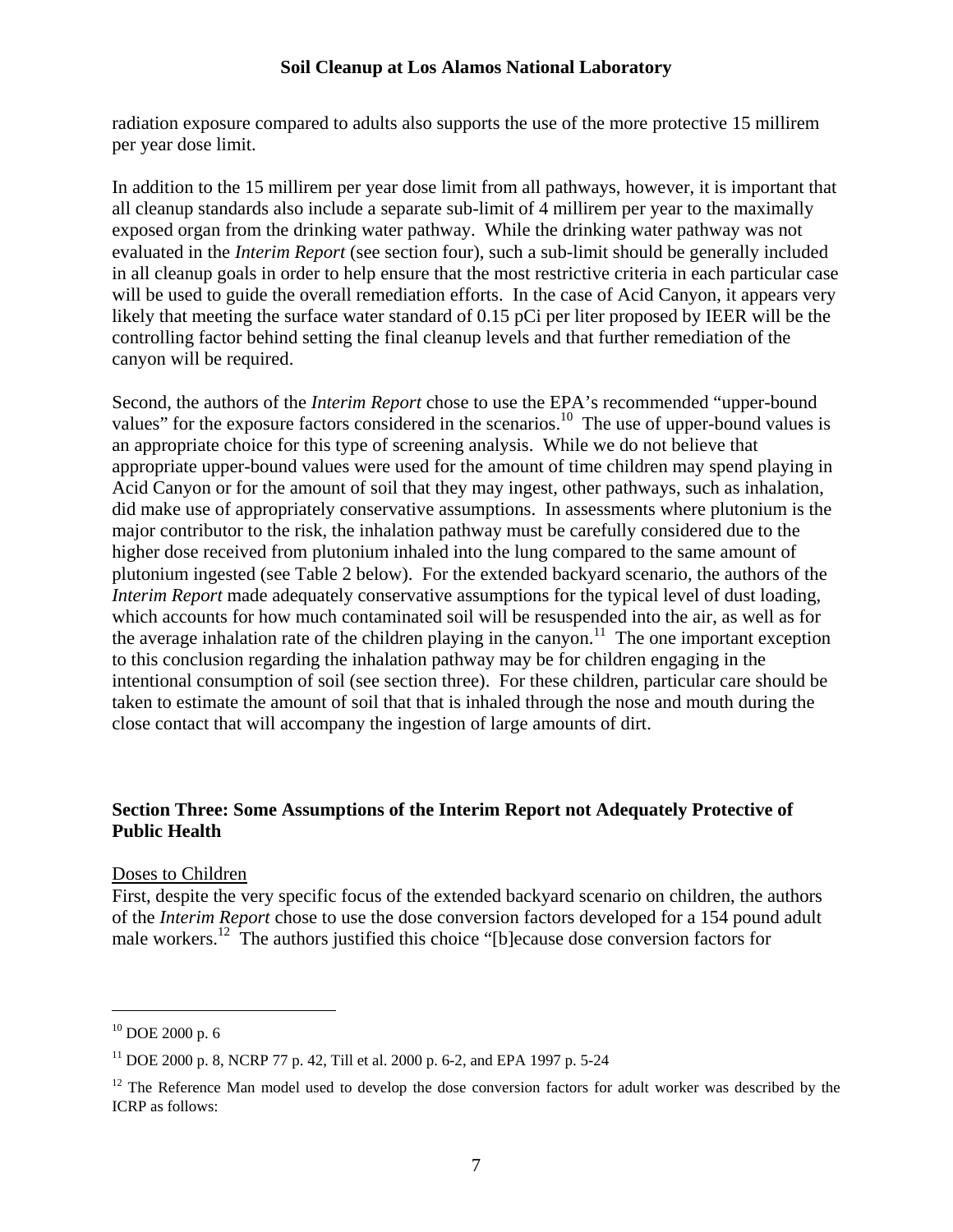radiation exposure compared to adults also supports the use of the more protective 15 millirem per year dose limit.

In addition to the 15 millirem per year dose limit from all pathways, however, it is important that all cleanup standards also include a separate sub-limit of 4 millirem per year to the maximally exposed organ from the drinking water pathway. While the drinking water pathway was not evaluated in the *Interim Report* (see section four), such a sub-limit should be generally included in all cleanup goals in order to help ensure that the most restrictive criteria in each particular case will be used to guide the overall remediation efforts. In the case of Acid Canyon, it appears very likely that meeting the surface water standard of 0.15 pCi per liter proposed by IEER will be the controlling factor behind setting the final cleanup levels and that further remediation of the canyon will be required.

Second, the authors of the *Interim Report* chose to use the EPA's recommended "upper-bound values" for the exposure factors considered in the scenarios.[10] The use of upper-bound values is an appropriate choice for this type of screening analysis. While we do not believe that appropriate upper-bound values were used for the amount of time children may spend playing in Acid Canyon or for the amount of soil that they may ingest, other pathways, such as inhalation, did make use of appropriately conservative assumptions. In assessments where plutonium is the major contributor to the risk, the inhalation pathway must be carefully considered due to the higher dose received from plutonium inhaled into the lung compared to the same amount of plutonium ingested (see Table 2 below). For the extended backyard scenario, the authors of the *Interim Report* made adequately conservative assumptions for the typical level of dust loading, which accounts for how much contaminated soil will be resuspended into the air, as well as for the average inhalation rate of the children playing in the canyon.[11] The one important exception to this conclusion regarding the inhalation pathway may be for children engaging in the intentional consumption of soil (see section three). For these children, particular care should be taken to estimate the amount of soil that that is inhaled through the nose and mouth during the close contact that will accompany the ingestion of large amounts of dirt.

## Section Three: Some Assumptions of the Interim Report not Adequately Protective of Public Health

Doses to Children

First, despite the very specific focus of the extended backyard scenario on children, the authors of the *Interim Report* chose to use the dose conversion factors developed for a 154 pound adult male workers.[12] The authors justified this choice "[b]ecause dose conversion factors for

---

[10] DOE 2000 p. 6

[11] DOE 2000 p. 8, NCRP 77 p. 42, Till et al. 2000 p. 6-2, and EPA 1997 p. 5-24

[12] The Reference Man model used to develop the dose conversion factors for adult worker was described by the ICRP as follows: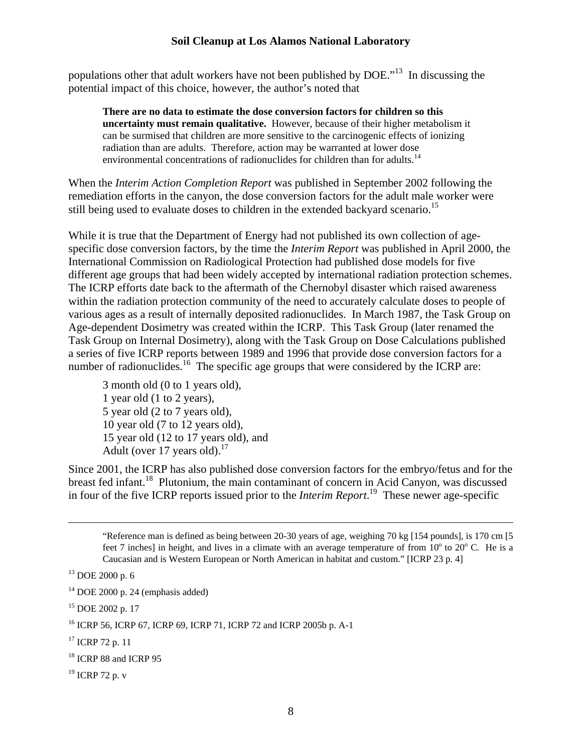populations other that adult workers have not been published by DOE."[13] In discussing the potential impact of this choice, however, the author's noted that

> **There are no data to estimate the dose conversion factors for children so this uncertainty must remain qualitative.** However, because of their higher metabolism it can be surmised that children are more sensitive to the carcinogenic effects of ionizing radiation than are adults. Therefore, action may be warranted at lower dose environmental concentrations of radionuclides for children than for adults.[14]

When the *Interim Action Completion Report* was published in September 2002 following the remediation efforts in the canyon, the dose conversion factors for the adult male worker were still being used to evaluate doses to children in the extended backyard scenario.[15]

While it is true that the Department of Energy had not published its own collection of age-specific dose conversion factors, by the time the *Interim Report* was published in April 2000, the International Commission on Radiological Protection had published dose models for five different age groups that had been widely accepted by international radiation protection schemes. The ICRP efforts date back to the aftermath of the Chernobyl disaster which raised awareness within the radiation protection community of the need to accurately calculate doses to people of various ages as a result of internally deposited radionuclides. In March 1987, the Task Group on Age-dependent Dosimetry was created within the ICRP. This Task Group (later renamed the Task Group on Internal Dosimetry), along with the Task Group on Dose Calculations published a series of five ICRP reports between 1989 and 1996 that provide dose conversion factors for a number of radionuclides.[16] The specific age groups that were considered by the ICRP are:

> 3 month old (0 to 1 years old),
> 1 year old (1 to 2 years),
> 5 year old (2 to 7 years old),
> 10 year old (7 to 12 years old),
> 15 year old (12 to 17 years old), and
> Adult (over 17 years old).[17]

Since 2001, the ICRP has also published dose conversion factors for the embryo/fetus and for the breast fed infant.[18] Plutonium, the main contaminant of concern in Acid Canyon, was discussed in four of the five ICRP reports issued prior to the *Interim Report*.[19] These newer age-specific

---

"Reference man is defined as being between 20-30 years of age, weighing 70 kg [154 pounds], is 170 cm [5 feet 7 inches] in height, and lives in a climate with an average temperature of from $10^o$ to $20^o$ C. He is a Caucasian and is Western European or North American in habitat and custom." [ICRP 23 p. 4]

[13] DOE 2000 p. 6

[14] DOE 2000 p. 24 (emphasis added)

[15] DOE 2002 p. 17

[16] ICRP 56, ICRP 67, ICRP 69, ICRP 71, ICRP 72 and ICRP 2005b p. A-1

[17] ICRP 72 p. 11

[18] ICRP 88 and ICRP 95

[19] ICRP 72 p. v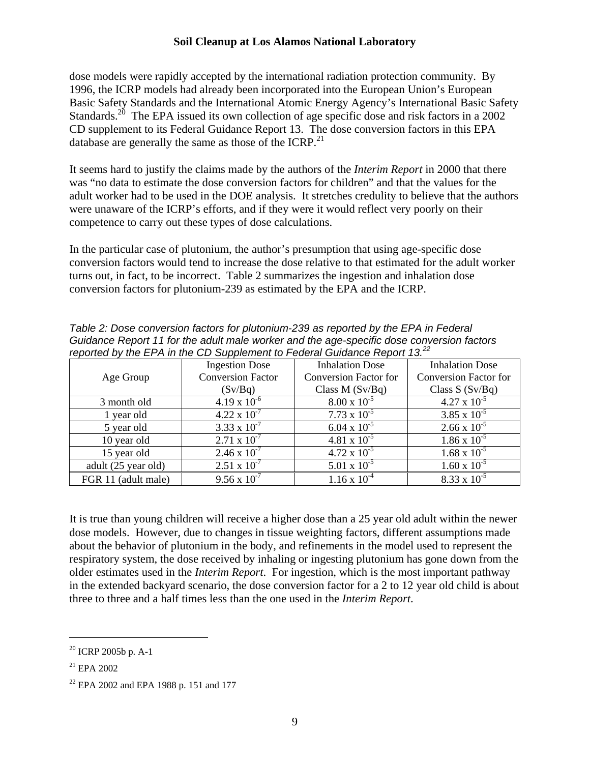dose models were rapidly accepted by the international radiation protection community. By 1996, the ICRP models had already been incorporated into the European Union's European Basic Safety Standards and the International Atomic Energy Agency's International Basic Safety Standards.[20] The EPA issued its own collection of age specific dose and risk factors in a 2002 CD supplement to its Federal Guidance Report 13. The dose conversion factors in this EPA database are generally the same as those of the ICRP.[21]

It seems hard to justify the claims made by the authors of the *Interim Report* in 2000 that there was "no data to estimate the dose conversion factors for children" and that the values for the adult worker had to be used in the DOE analysis. It stretches credulity to believe that the authors were unaware of the ICRP's efforts, and if they were it would reflect very poorly on their competence to carry out these types of dose calculations.

In the particular case of plutonium, the author's presumption that using age-specific dose conversion factors would tend to increase the dose relative to that estimated for the adult worker turns out, in fact, to be incorrect. Table 2 summarizes the ingestion and inhalation dose conversion factors for plutonium-239 as estimated by the EPA and the ICRP.

*Table 2: Dose conversion factors for plutonium-239 as reported by the EPA in Federal Guidance Report 11 for the adult male worker and the age-specific dose conversion factors reported by the EPA in the CD Supplement to Federal Guidance Report 13.[22]*

| Age Group | Ingestion Dose Conversion Factor (Sv/Bq) | Inhalation Dose Conversion Factor for Class M (Sv/Bq) | Inhalation Dose Conversion Factor for Class S (Sv/Bq) |
|---|---|---|---|
| 3 month old | $4.19 \times 10^{-6}$ | $8.00 \times 10^{-5}$ | $4.27 \times 10^{-5}$ |
| 1 year old | $4.22 \times 10^{-7}$ | $7.73 \times 10^{-5}$ | $3.85 \times 10^{-5}$ |
| 5 year old | $3.33 \times 10^{-7}$ | $6.04 \times 10^{-5}$ | $2.66 \times 10^{-5}$ |
| 10 year old | $2.71 \times 10^{-7}$ | $4.81 \times 10^{-5}$ | $1.86 \times 10^{-5}$ |
| 15 year old | $2.46 \times 10^{-7}$ | $4.72 \times 10^{-5}$ | $1.68 \times 10^{-5}$ |
| adult (25 year old) | $2.51 \times 10^{-7}$ | $5.01 \times 10^{-5}$ | $1.60 \times 10^{-5}$ |
| FGR 11 (adult male) | $9.56 \times 10^{-7}$ | $1.16 \times 10^{-4}$ | $8.33 \times 10^{-5}$ |

It is true than young children will receive a higher dose than a 25 year old adult within the newer dose models. However, due to changes in tissue weighting factors, different assumptions made about the behavior of plutonium in the body, and refinements in the model used to represent the respiratory system, the dose received by inhaling or ingesting plutonium has gone down from the older estimates used in the *Interim Report*. For ingestion, which is the most important pathway in the extended backyard scenario, the dose conversion factor for a 2 to 12 year old child is about three to three and a half times less than the one used in the *Interim Report*.

---

[20] ICRP 2005b p. A-1

[21] EPA 2002

[22] EPA 2002 and EPA 1988 p. 151 and 177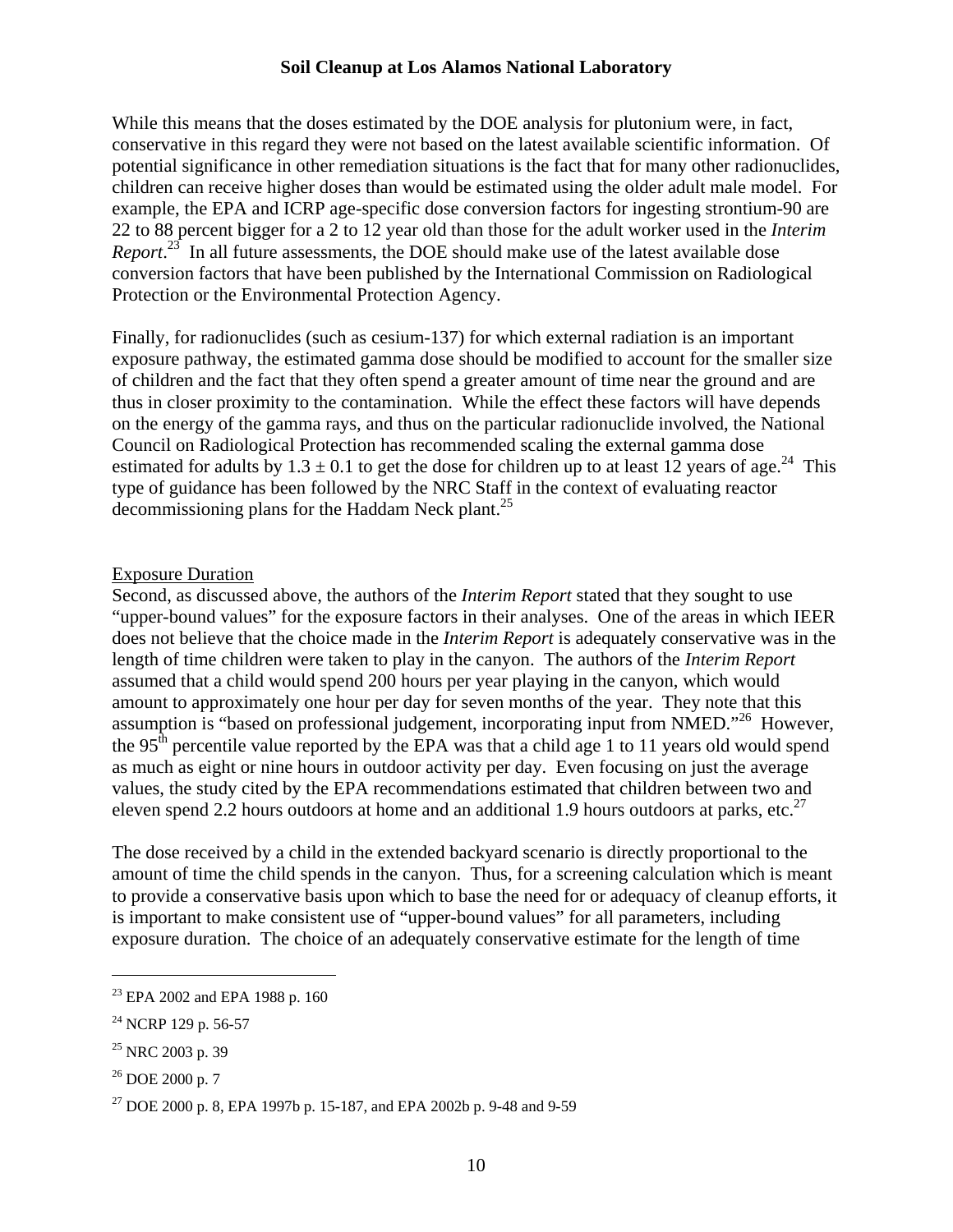While this means that the doses estimated by the DOE analysis for plutonium were, in fact, conservative in this regard they were not based on the latest available scientific information. Of potential significance in other remediation situations is the fact that for many other radionuclides, children can receive higher doses than would be estimated using the older adult male model. For example, the EPA and ICRP age-specific dose conversion factors for ingesting strontium-90 are 22 to 88 percent bigger for a 2 to 12 year old than those for the adult worker used in the *Interim Report*.[23] In all future assessments, the DOE should make use of the latest available dose conversion factors that have been published by the International Commission on Radiological Protection or the Environmental Protection Agency.

Finally, for radionuclides (such as cesium-137) for which external radiation is an important exposure pathway, the estimated gamma dose should be modified to account for the smaller size of children and the fact that they often spend a greater amount of time near the ground and are thus in closer proximity to the contamination. While the effect these factors will have depends on the energy of the gamma rays, and thus on the particular radionuclide involved, the National Council on Radiological Protection has recommended scaling the external gamma dose estimated for adults by $1.3 \pm 0.1$ to get the dose for children up to at least 12 years of age.[24] This type of guidance has been followed by the NRC Staff in the context of evaluating reactor decommissioning plans for the Haddam Neck plant.[25]

<u>Exposure Duration</u>

Second, as discussed above, the authors of the *Interim Report* stated that they sought to use "upper-bound values" for the exposure factors in their analyses. One of the areas in which IEER does not believe that the choice made in the *Interim Report* is adequately conservative was in the length of time children were taken to play in the canyon. The authors of the *Interim Report* assumed that a child would spend 200 hours per year playing in the canyon, which would amount to approximately one hour per day for seven months of the year. They note that this assumption is "based on professional judgement, incorporating input from NMED."[26] However, the 95th percentile value reported by the EPA was that a child age 1 to 11 years old would spend as much as eight or nine hours in outdoor activity per day. Even focusing on just the average values, the study cited by the EPA recommendations estimated that children between two and eleven spend 2.2 hours outdoors at home and an additional 1.9 hours outdoors at parks, etc.[27]

The dose received by a child in the extended backyard scenario is directly proportional to the amount of time the child spends in the canyon. Thus, for a screening calculation which is meant to provide a conservative basis upon which to base the need for or adequacy of cleanup efforts, it is important to make consistent use of "upper-bound values" for all parameters, including exposure duration. The choice of an adequately conservative estimate for the length of time

---

[23] EPA 2002 and EPA 1988 p. 160

[24] NCRP 129 p. 56-57

[25] NRC 2003 p. 39

[26] DOE 2000 p. 7

[27] DOE 2000 p. 8, EPA 1997b p. 15-187, and EPA 2002b p. 9-48 and 9-59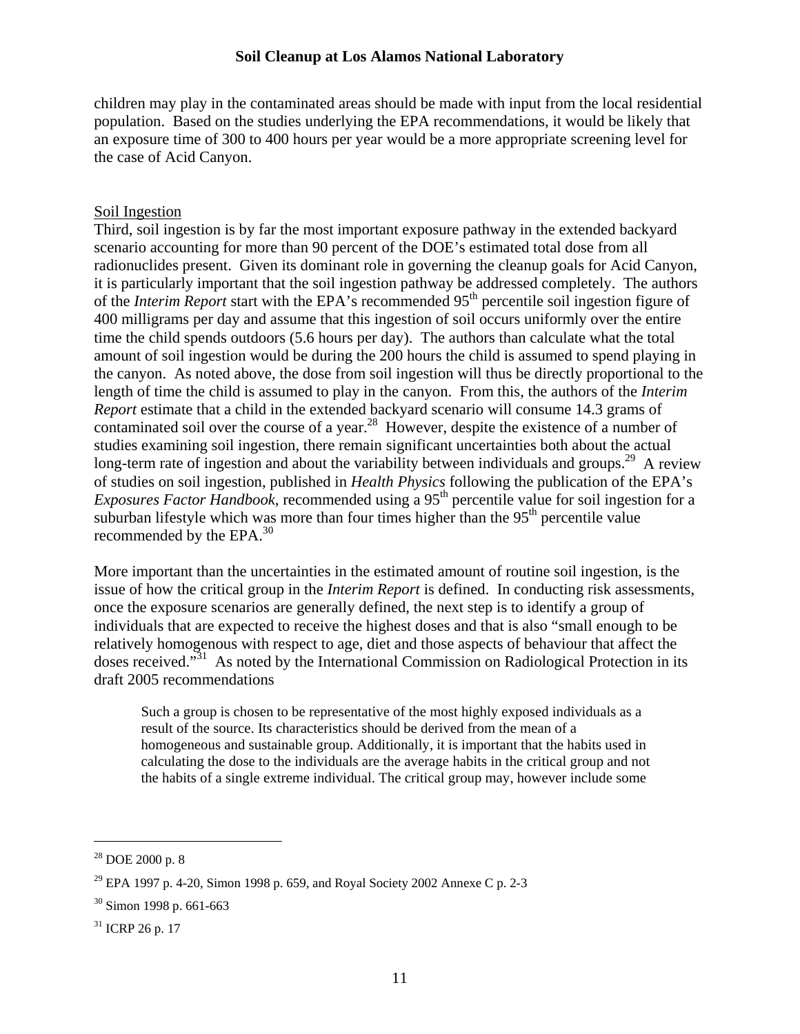children may play in the contaminated areas should be made with input from the local residential population. Based on the studies underlying the EPA recommendations, it would be likely that an exposure time of 300 to 400 hours per year would be a more appropriate screening level for the case of Acid Canyon.

Soil Ingestion

Third, soil ingestion is by far the most important exposure pathway in the extended backyard scenario accounting for more than 90 percent of the DOE's estimated total dose from all radionuclides present. Given its dominant role in governing the cleanup goals for Acid Canyon, it is particularly important that the soil ingestion pathway be addressed completely. The authors of the *Interim Report* start with the EPA's recommended 95th percentile soil ingestion figure of 400 milligrams per day and assume that this ingestion of soil occurs uniformly over the entire time the child spends outdoors (5.6 hours per day). The authors than calculate what the total amount of soil ingestion would be during the 200 hours the child is assumed to spend playing in the canyon. As noted above, the dose from soil ingestion will thus be directly proportional to the length of time the child is assumed to play in the canyon. From this, the authors of the *Interim Report* estimate that a child in the extended backyard scenario will consume 14.3 grams of contaminated soil over the course of a year.[28] However, despite the existence of a number of studies examining soil ingestion, there remain significant uncertainties both about the actual long-term rate of ingestion and about the variability between individuals and groups.[29] A review of studies on soil ingestion, published in *Health Physics* following the publication of the EPA's *Exposures Factor Handbook*, recommended using a 95th percentile value for soil ingestion for a suburban lifestyle which was more than four times higher than the 95th percentile value recommended by the EPA.[30]

More important than the uncertainties in the estimated amount of routine soil ingestion, is the issue of how the critical group in the *Interim Report* is defined. In conducting risk assessments, once the exposure scenarios are generally defined, the next step is to identify a group of individuals that are expected to receive the highest doses and that is also "small enough to be relatively homogenous with respect to age, diet and those aspects of behaviour that affect the doses received."[31] As noted by the International Commission on Radiological Protection in its draft 2005 recommendations

> Such a group is chosen to be representative of the most highly exposed individuals as a result of the source. Its characteristics should be derived from the mean of a homogeneous and sustainable group. Additionally, it is important that the habits used in calculating the dose to the individuals are the average habits in the critical group and not the habits of a single extreme individual. The critical group may, however include some

---

[28] DOE 2000 p. 8

[29] EPA 1997 p. 4-20, Simon 1998 p. 659, and Royal Society 2002 Annexe C p. 2-3

[30] Simon 1998 p. 661-663

[31] ICRP 26 p. 17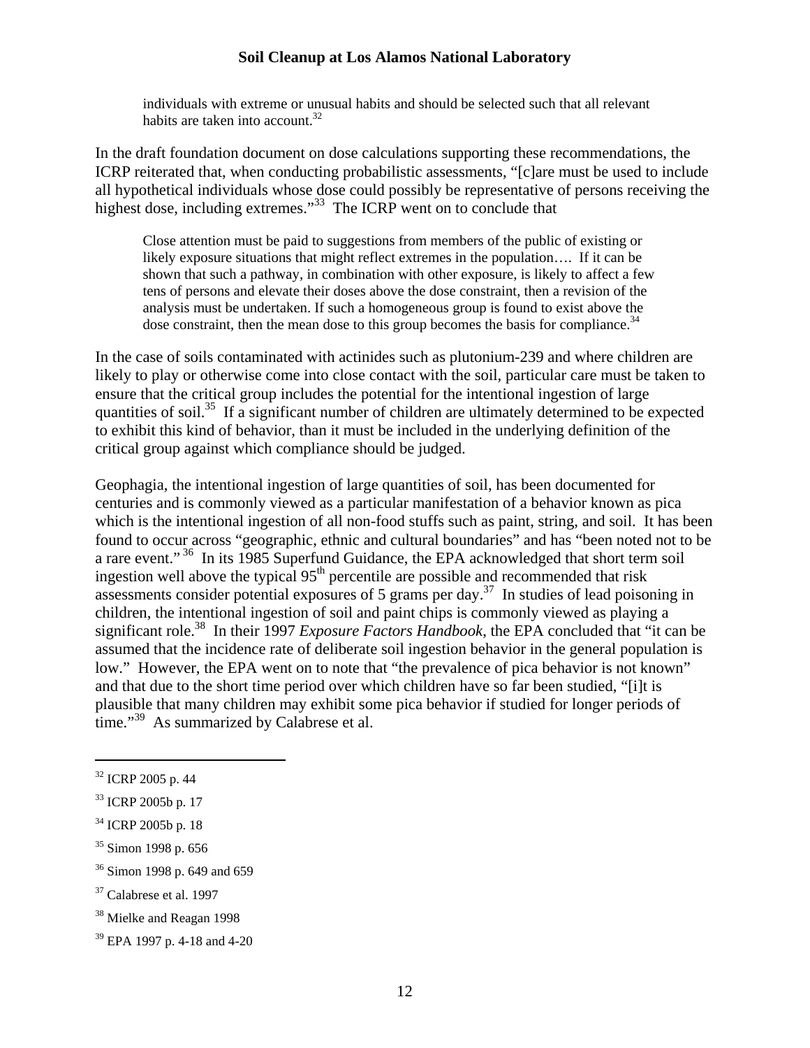> individuals with extreme or unusual habits and should be selected such that all relevant habits are taken into account.[32]

In the draft foundation document on dose calculations supporting these recommendations, the ICRP reiterated that, when conducting probabilistic assessments, "[c]are must be used to include all hypothetical individuals whose dose could possibly be representative of persons receiving the highest dose, including extremes."[33] The ICRP went on to conclude that

> Close attention must be paid to suggestions from members of the public of existing or likely exposure situations that might reflect extremes in the population…. If it can be shown that such a pathway, in combination with other exposure, is likely to affect a few tens of persons and elevate their doses above the dose constraint, then a revision of the analysis must be undertaken. If such a homogeneous group is found to exist above the dose constraint, then the mean dose to this group becomes the basis for compliance.[34]

In the case of soils contaminated with actinides such as plutonium-239 and where children are likely to play or otherwise come into close contact with the soil, particular care must be taken to ensure that the critical group includes the potential for the intentional ingestion of large quantities of soil.[35] If a significant number of children are ultimately determined to be expected to exhibit this kind of behavior, than it must be included in the underlying definition of the critical group against which compliance should be judged.

Geophagia, the intentional ingestion of large quantities of soil, has been documented for centuries and is commonly viewed as a particular manifestation of a behavior known as pica which is the intentional ingestion of all non-food stuffs such as paint, string, and soil. It has been found to occur across "geographic, ethnic and cultural boundaries" and has "been noted not to be a rare event."[36] In its 1985 Superfund Guidance, the EPA acknowledged that short term soil ingestion well above the typical 95$^{th}$ percentile are possible and recommended that risk assessments consider potential exposures of 5 grams per day.[37] In studies of lead poisoning in children, the intentional ingestion of soil and paint chips is commonly viewed as playing a significant role.[38] In their 1997 *Exposure Factors Handbook*, the EPA concluded that "it can be assumed that the incidence rate of deliberate soil ingestion behavior in the general population is low." However, the EPA went on to note that "the prevalence of pica behavior is not known" and that due to the short time period over which children have so far been studied, "[i]t is plausible that many children may exhibit some pica behavior if studied for longer periods of time."[39] As summarized by Calabrese et al.

---

[32] ICRP 2005 p. 44

[33] ICRP 2005b p. 17

[34] ICRP 2005b p. 18

[35] Simon 1998 p. 656

[36] Simon 1998 p. 649 and 659

[37] Calabrese et al. 1997

[38] Mielke and Reagan 1998

[39] EPA 1997 p. 4-18 and 4-20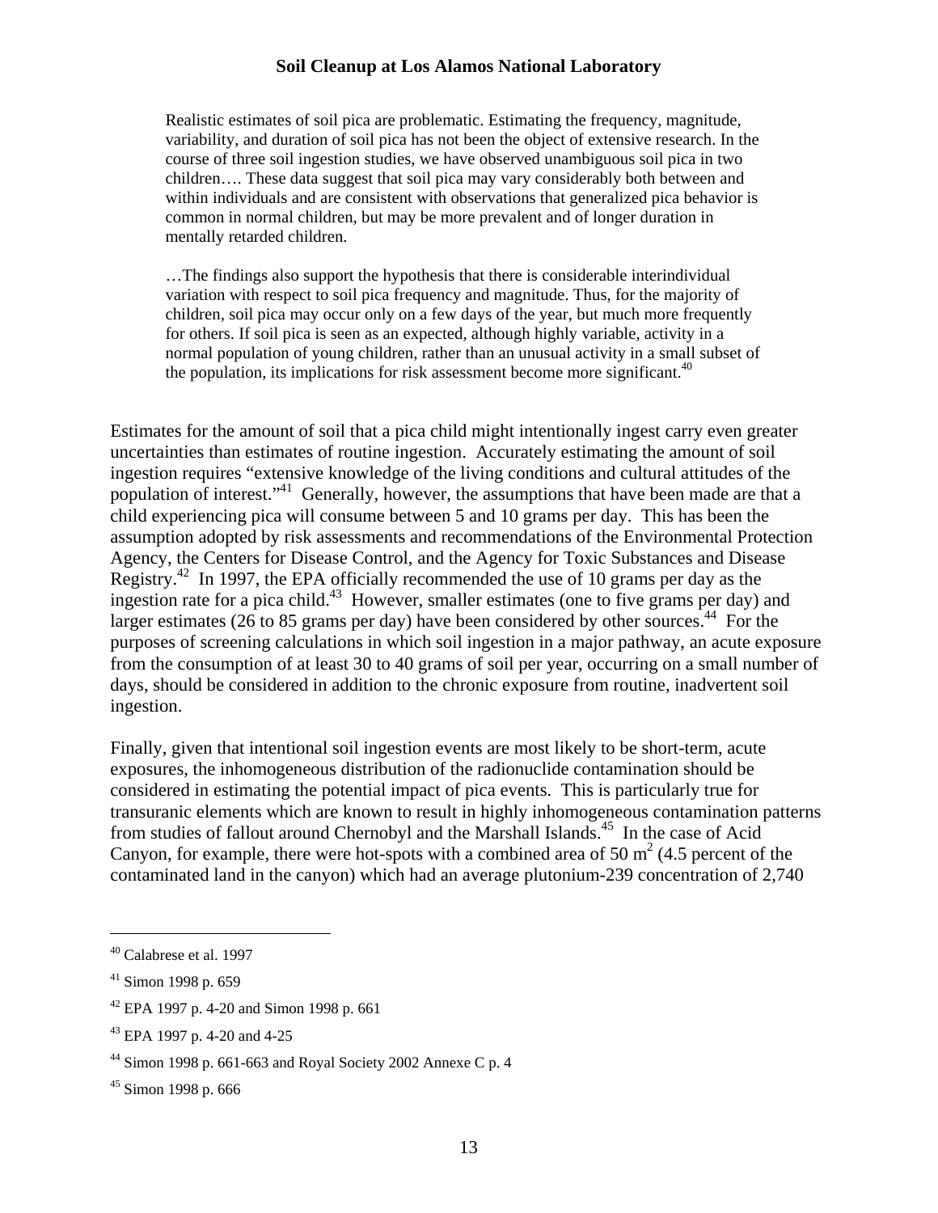> Realistic estimates of soil pica are problematic. Estimating the frequency, magnitude, variability, and duration of soil pica has not been the object of extensive research. In the course of three soil ingestion studies, we have observed unambiguous soil pica in two children…. These data suggest that soil pica may vary considerably both between and within individuals and are consistent with observations that generalized pica behavior is common in normal children, but may be more prevalent and of longer duration in mentally retarded children.
>
> …The findings also support the hypothesis that there is considerable interindividual variation with respect to soil pica frequency and magnitude. Thus, for the majority of children, soil pica may occur only on a few days of the year, but much more frequently for others. If soil pica is seen as an expected, although highly variable, activity in a normal population of young children, rather than an unusual activity in a small subset of the population, its implications for risk assessment become more significant.[40]

Estimates for the amount of soil that a pica child might intentionally ingest carry even greater uncertainties than estimates of routine ingestion. Accurately estimating the amount of soil ingestion requires "extensive knowledge of the living conditions and cultural attitudes of the population of interest."[41] Generally, however, the assumptions that have been made are that a child experiencing pica will consume between 5 and 10 grams per day. This has been the assumption adopted by risk assessments and recommendations of the Environmental Protection Agency, the Centers for Disease Control, and the Agency for Toxic Substances and Disease Registry.[42] In 1997, the EPA officially recommended the use of 10 grams per day as the ingestion rate for a pica child.[43] However, smaller estimates (one to five grams per day) and larger estimates (26 to 85 grams per day) have been considered by other sources.[44] For the purposes of screening calculations in which soil ingestion in a major pathway, an acute exposure from the consumption of at least 30 to 40 grams of soil per year, occurring on a small number of days, should be considered in addition to the chronic exposure from routine, inadvertent soil ingestion.

Finally, given that intentional soil ingestion events are most likely to be short-term, acute exposures, the inhomogeneous distribution of the radionuclide contamination should be considered in estimating the potential impact of pica events. This is particularly true for transuranic elements which are known to result in highly inhomogeneous contamination patterns from studies of fallout around Chernobyl and the Marshall Islands.[45] In the case of Acid Canyon, for example, there were hot-spots with a combined area of 50 $m^2$ (4.5 percent of the contaminated land in the canyon) which had an average plutonium-239 concentration of 2,740

---

[40] Calabrese et al. 1997

[41] Simon 1998 p. 659

[42] EPA 1997 p. 4-20 and Simon 1998 p. 661

[43] EPA 1997 p. 4-20 and 4-25

[44] Simon 1998 p. 661-663 and Royal Society 2002 Annexe C p. 4

[45] Simon 1998 p. 666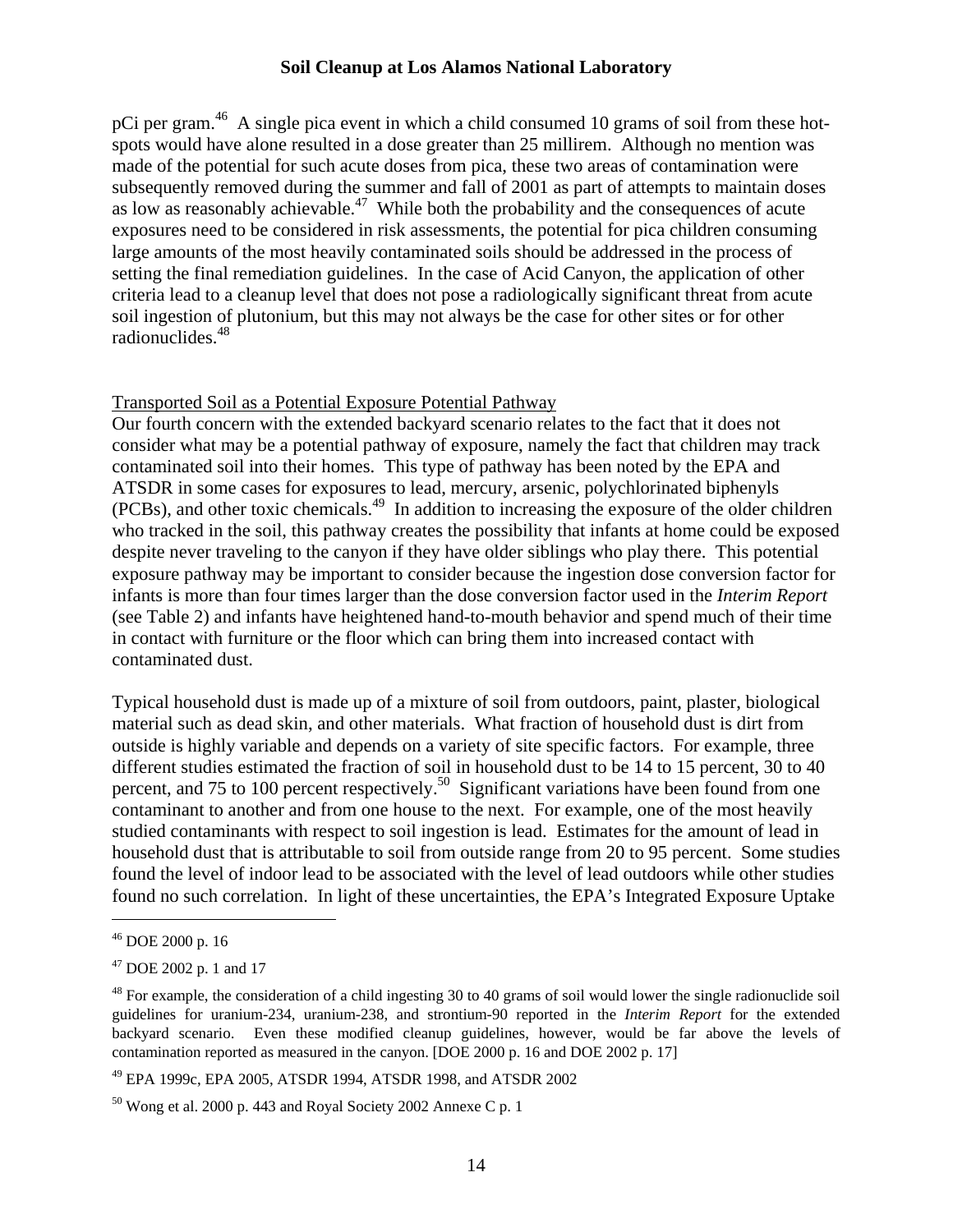pCi per gram.[46] A single pica event in which a child consumed 10 grams of soil from these hot-spots would have alone resulted in a dose greater than 25 millirem. Although no mention was made of the potential for such acute doses from pica, these two areas of contamination were subsequently removed during the summer and fall of 2001 as part of attempts to maintain doses as low as reasonably achievable.[47] While both the probability and the consequences of acute exposures need to be considered in risk assessments, the potential for pica children consuming large amounts of the most heavily contaminated soils should be addressed in the process of setting the final remediation guidelines. In the case of Acid Canyon, the application of other criteria lead to a cleanup level that does not pose a radiologically significant threat from acute soil ingestion of plutonium, but this may not always be the case for other sites or for other radionuclides.[48]

Transported Soil as a Potential Exposure Potential Pathway

Our fourth concern with the extended backyard scenario relates to the fact that it does not consider what may be a potential pathway of exposure, namely the fact that children may track contaminated soil into their homes. This type of pathway has been noted by the EPA and ATSDR in some cases for exposures to lead, mercury, arsenic, polychlorinated biphenyls (PCBs), and other toxic chemicals.[49] In addition to increasing the exposure of the older children who tracked in the soil, this pathway creates the possibility that infants at home could be exposed despite never traveling to the canyon if they have older siblings who play there. This potential exposure pathway may be important to consider because the ingestion dose conversion factor for infants is more than four times larger than the dose conversion factor used in the *Interim Report* (see Table 2) and infants have heightened hand-to-mouth behavior and spend much of their time in contact with furniture or the floor which can bring them into increased contact with contaminated dust.

Typical household dust is made up of a mixture of soil from outdoors, paint, plaster, biological material such as dead skin, and other materials. What fraction of household dust is dirt from outside is highly variable and depends on a variety of site specific factors. For example, three different studies estimated the fraction of soil in household dust to be 14 to 15 percent, 30 to 40 percent, and 75 to 100 percent respectively.[50] Significant variations have been found from one contaminant to another and from one house to the next. For example, one of the most heavily studied contaminants with respect to soil ingestion is lead. Estimates for the amount of lead in household dust that is attributable to soil from outside range from 20 to 95 percent. Some studies found the level of indoor lead to be associated with the level of lead outdoors while other studies found no such correlation. In light of these uncertainties, the EPA's Integrated Exposure Uptake

---

[46] DOE 2000 p. 16

[47] DOE 2002 p. 1 and 17

[48] For example, the consideration of a child ingesting 30 to 40 grams of soil would lower the single radionuclide soil guidelines for uranium-234, uranium-238, and strontium-90 reported in the *Interim Report* for the extended backyard scenario. Even these modified cleanup guidelines, however, would be far above the levels of contamination reported as measured in the canyon. [DOE 2000 p. 16 and DOE 2002 p. 17]

[49] EPA 1999c, EPA 2005, ATSDR 1994, ATSDR 1998, and ATSDR 2002

[50] Wong et al. 2000 p. 443 and Royal Society 2002 Annexe C p. 1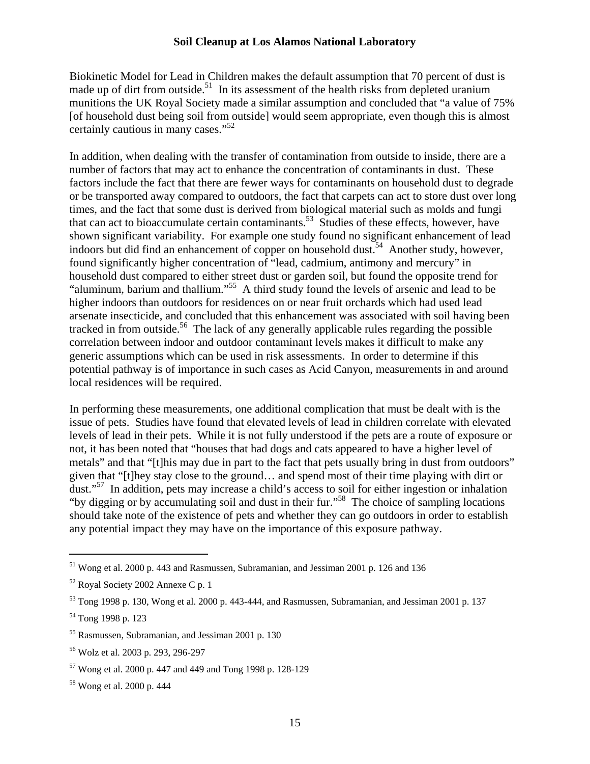Biokinetic Model for Lead in Children makes the default assumption that 70 percent of dust is made up of dirt from outside.[51] In its assessment of the health risks from depleted uranium munitions the UK Royal Society made a similar assumption and concluded that "a value of 75% [of household dust being soil from outside] would seem appropriate, even though this is almost certainly cautious in many cases."[52]

In addition, when dealing with the transfer of contamination from outside to inside, there are a number of factors that may act to enhance the concentration of contaminants in dust. These factors include the fact that there are fewer ways for contaminants on household dust to degrade or be transported away compared to outdoors, the fact that carpets can act to store dust over long times, and the fact that some dust is derived from biological material such as molds and fungi that can act to bioaccumulate certain contaminants.[53] Studies of these effects, however, have shown significant variability. For example one study found no significant enhancement of lead indoors but did find an enhancement of copper on household dust.[54] Another study, however, found significantly higher concentration of "lead, cadmium, antimony and mercury" in household dust compared to either street dust or garden soil, but found the opposite trend for "aluminum, barium and thallium."[55] A third study found the levels of arsenic and lead to be higher indoors than outdoors for residences on or near fruit orchards which had used lead arsenate insecticide, and concluded that this enhancement was associated with soil having been tracked in from outside.[56] The lack of any generally applicable rules regarding the possible correlation between indoor and outdoor contaminant levels makes it difficult to make any generic assumptions which can be used in risk assessments. In order to determine if this potential pathway is of importance in such cases as Acid Canyon, measurements in and around local residences will be required.

In performing these measurements, one additional complication that must be dealt with is the issue of pets. Studies have found that elevated levels of lead in children correlate with elevated levels of lead in their pets. While it is not fully understood if the pets are a route of exposure or not, it has been noted that "houses that had dogs and cats appeared to have a higher level of metals" and that "[t]his may due in part to the fact that pets usually bring in dust from outdoors" given that "[t]hey stay close to the ground… and spend most of their time playing with dirt or dust."[57] In addition, pets may increase a child's access to soil for either ingestion or inhalation "by digging or by accumulating soil and dust in their fur."[58] The choice of sampling locations should take note of the existence of pets and whether they can go outdoors in order to establish any potential impact they may have on the importance of this exposure pathway.

---

[51] Wong et al. 2000 p. 443 and Rasmussen, Subramanian, and Jessiman 2001 p. 126 and 136

[52] Royal Society 2002 Annexe C p. 1

[53] Tong 1998 p. 130, Wong et al. 2000 p. 443-444, and Rasmussen, Subramanian, and Jessiman 2001 p. 137

[54] Tong 1998 p. 123

[55] Rasmussen, Subramanian, and Jessiman 2001 p. 130

[56] Wolz et al. 2003 p. 293, 296-297

[57] Wong et al. 2000 p. 447 and 449 and Tong 1998 p. 128-129

[58] Wong et al. 2000 p. 444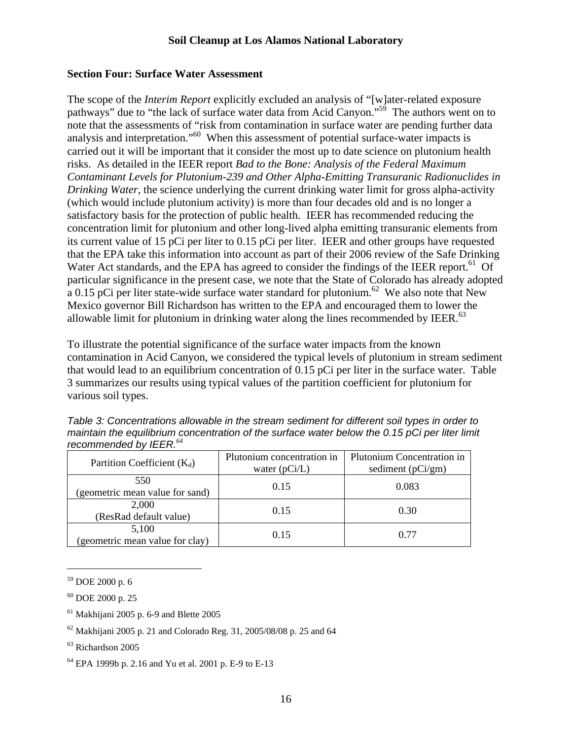## Section Four: Surface Water Assessment

The scope of the *Interim Report* explicitly excluded an analysis of "[w]ater-related exposure pathways" due to "the lack of surface water data from Acid Canyon."[59] The authors went on to note that the assessments of "risk from contamination in surface water are pending further data analysis and interpretation."[60] When this assessment of potential surface-water impacts is carried out it will be important that it consider the most up to date science on plutonium health risks. As detailed in the IEER report *Bad to the Bone: Analysis of the Federal Maximum Contaminant Levels for Plutonium-239 and Other Alpha-Emitting Transuranic Radionuclides in Drinking Water*, the science underlying the current drinking water limit for gross alpha-activity (which would include plutonium activity) is more than four decades old and is no longer a satisfactory basis for the protection of public health. IEER has recommended reducing the concentration limit for plutonium and other long-lived alpha emitting transuranic elements from its current value of 15 pCi per liter to 0.15 pCi per liter. IEER and other groups have requested that the EPA take this information into account as part of their 2006 review of the Safe Drinking Water Act standards, and the EPA has agreed to consider the findings of the IEER report.[61] Of particular significance in the present case, we note that the State of Colorado has already adopted a 0.15 pCi per liter state-wide surface water standard for plutonium.[62] We also note that New Mexico governor Bill Richardson has written to the EPA and encouraged them to lower the allowable limit for plutonium in drinking water along the lines recommended by IEER.[63]

To illustrate the potential significance of the surface water impacts from the known contamination in Acid Canyon, we considered the typical levels of plutonium in stream sediment that would lead to an equilibrium concentration of 0.15 pCi per liter in the surface water. Table 3 summarizes our results using typical values of the partition coefficient for plutonium for various soil types.

*Table 3: Concentrations allowable in the stream sediment for different soil types in order to maintain the equilibrium concentration of the surface water below the 0.15 pCi per liter limit recommended by IEER.[64]*

| Partition Coefficient ($K_d$) | Plutonium concentration in water (pCi/L) | Plutonium Concentration in sediment (pCi/gm) |
|---|---|---|
| 550 (geometric mean value for sand) | 0.15 | 0.083 |
| 2,000 (ResRad default value) | 0.15 | 0.30 |
| 5,100 (geometric mean value for clay) | 0.15 | 0.77 |

---

[59] DOE 2000 p. 6

[60] DOE 2000 p. 25

[61] Makhijani 2005 p. 6-9 and Blette 2005

[62] Makhijani 2005 p. 21 and Colorado Reg. 31, 2005/08/08 p. 25 and 64

[63] Richardson 2005

[64] EPA 1999b p. 2.16 and Yu et al. 2001 p. E-9 to E-13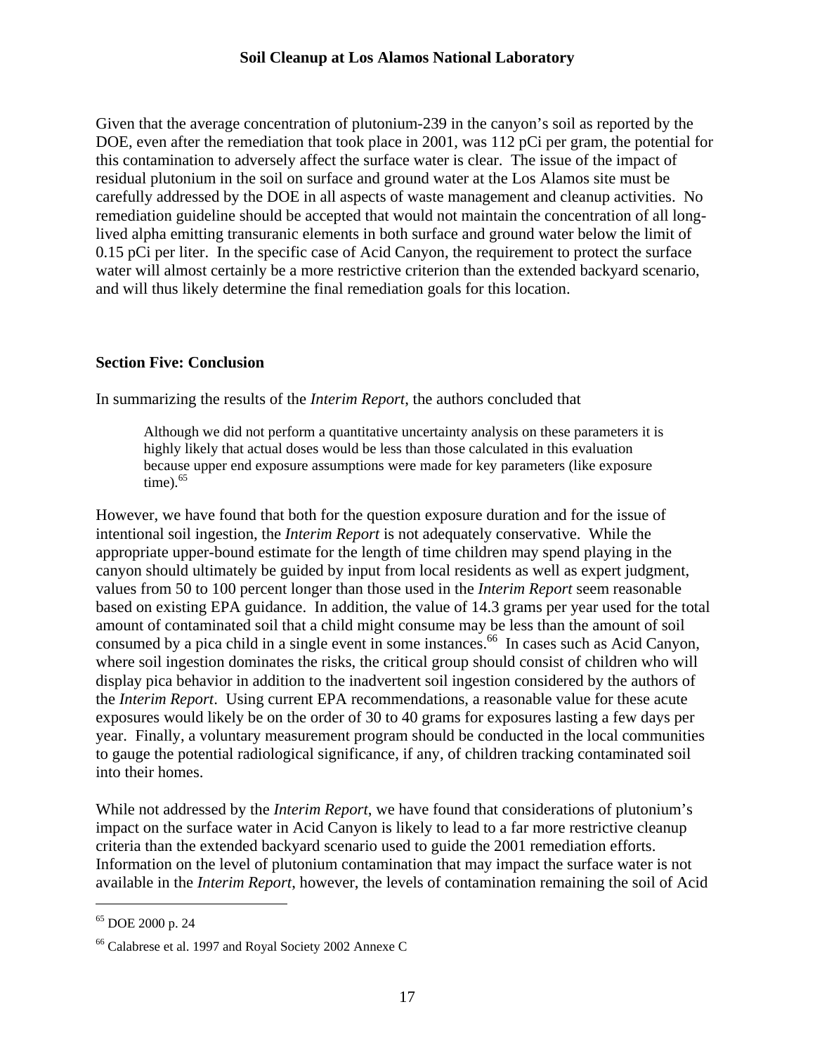Given that the average concentration of plutonium-239 in the canyon's soil as reported by the DOE, even after the remediation that took place in 2001, was 112 pCi per gram, the potential for this contamination to adversely affect the surface water is clear. The issue of the impact of residual plutonium in the soil on surface and ground water at the Los Alamos site must be carefully addressed by the DOE in all aspects of waste management and cleanup activities. No remediation guideline should be accepted that would not maintain the concentration of all long-lived alpha emitting transuranic elements in both surface and ground water below the limit of 0.15 pCi per liter. In the specific case of Acid Canyon, the requirement to protect the surface water will almost certainly be a more restrictive criterion than the extended backyard scenario, and will thus likely determine the final remediation goals for this location.

**Section Five: Conclusion**

In summarizing the results of the *Interim Report*, the authors concluded that

> Although we did not perform a quantitative uncertainty analysis on these parameters it is highly likely that actual doses would be less than those calculated in this evaluation because upper end exposure assumptions were made for key parameters (like exposure time).[65]

However, we have found that both for the question exposure duration and for the issue of intentional soil ingestion, the *Interim Report* is not adequately conservative. While the appropriate upper-bound estimate for the length of time children may spend playing in the canyon should ultimately be guided by input from local residents as well as expert judgment, values from 50 to 100 percent longer than those used in the *Interim Report* seem reasonable based on existing EPA guidance. In addition, the value of 14.3 grams per year used for the total amount of contaminated soil that a child might consume may be less than the amount of soil consumed by a pica child in a single event in some instances.[66] In cases such as Acid Canyon, where soil ingestion dominates the risks, the critical group should consist of children who will display pica behavior in addition to the inadvertent soil ingestion considered by the authors of the *Interim Report*. Using current EPA recommendations, a reasonable value for these acute exposures would likely be on the order of 30 to 40 grams for exposures lasting a few days per year. Finally, a voluntary measurement program should be conducted in the local communities to gauge the potential radiological significance, if any, of children tracking contaminated soil into their homes.

While not addressed by the *Interim Report*, we have found that considerations of plutonium's impact on the surface water in Acid Canyon is likely to lead to a far more restrictive cleanup criteria than the extended backyard scenario used to guide the 2001 remediation efforts. Information on the level of plutonium contamination that may impact the surface water is not available in the *Interim Report*, however, the levels of contamination remaining the soil of Acid

---

[65] DOE 2000 p. 24

[66] Calabrese et al. 1997 and Royal Society 2002 Annexe C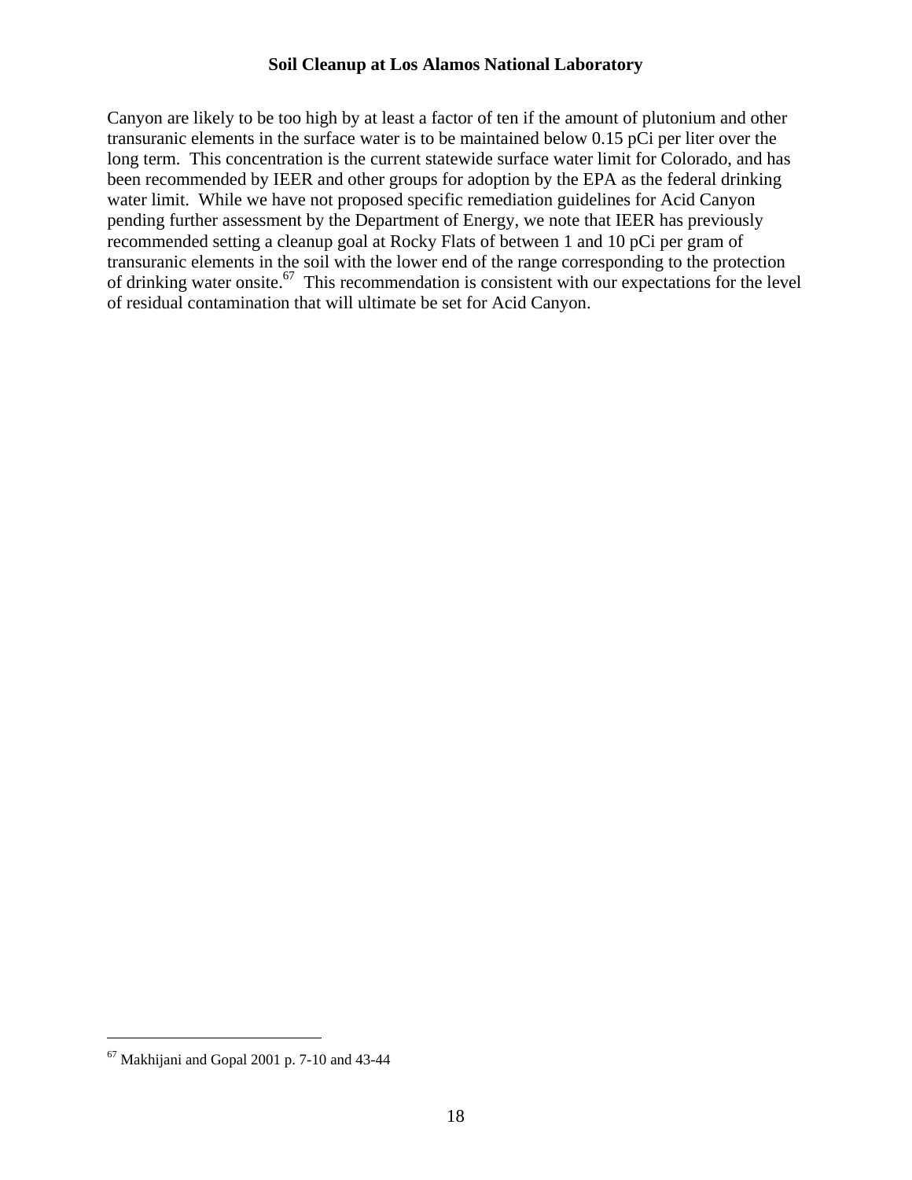Canyon are likely to be too high by at least a factor of ten if the amount of plutonium and other transuranic elements in the surface water is to be maintained below 0.15 pCi per liter over the long term. This concentration is the current statewide surface water limit for Colorado, and has been recommended by IEER and other groups for adoption by the EPA as the federal drinking water limit. While we have not proposed specific remediation guidelines for Acid Canyon pending further assessment by the Department of Energy, we note that IEER has previously recommended setting a cleanup goal at Rocky Flats of between 1 and 10 pCi per gram of transuranic elements in the soil with the lower end of the range corresponding to the protection of drinking water onsite.[67] This recommendation is consistent with our expectations for the level of residual contamination that will ultimate be set for Acid Canyon.

---

[67] Makhijani and Gopal 2001 p. 7-10 and 43-44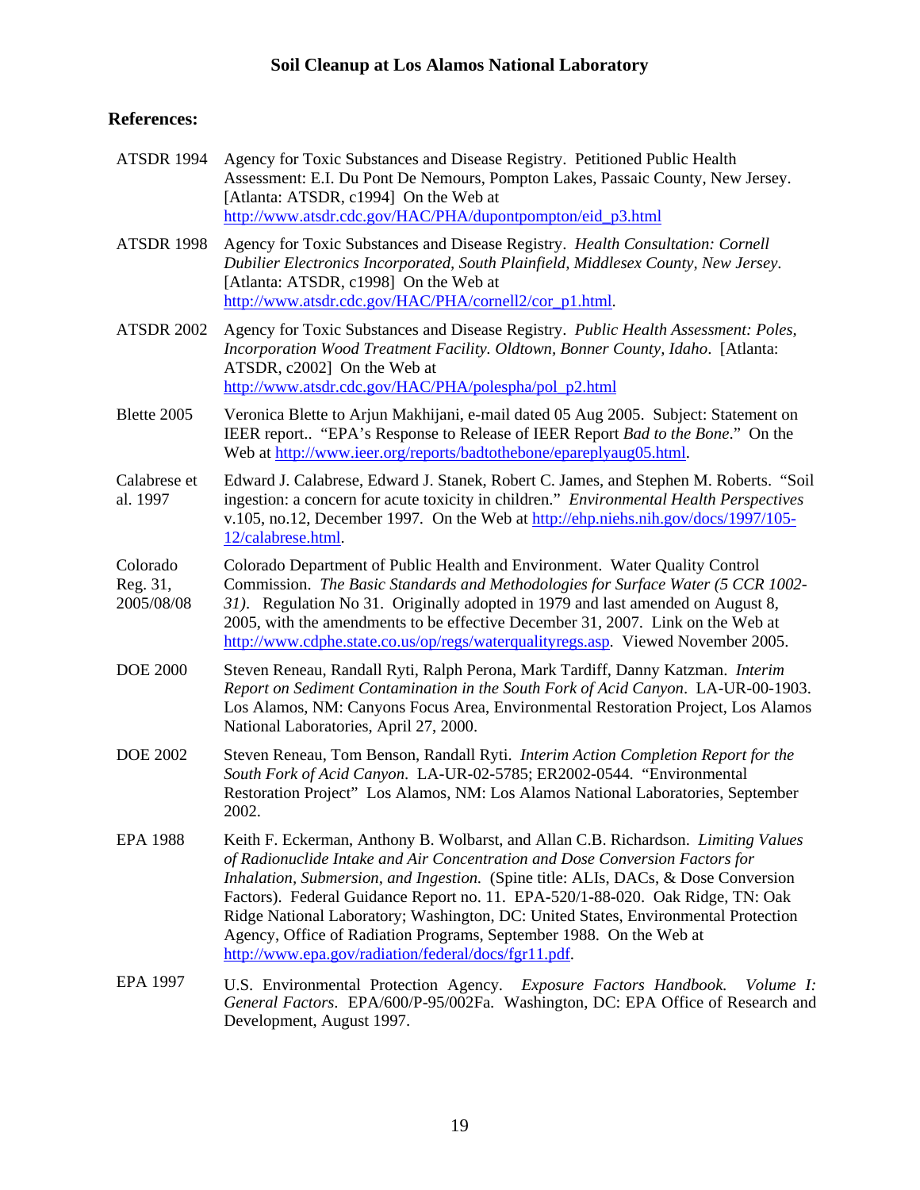## References:

| | |
|---|---|
| ATSDR 1994 | Agency for Toxic Substances and Disease Registry. Petitioned Public Health Assessment: E.I. Du Pont De Nemours, Pompton Lakes, Passaic County, New Jersey. [Atlanta: ATSDR, c1994] On the Web at http://www.atsdr.cdc.gov/HAC/PHA/dupontpompton/eid_p3.html |
| ATSDR 1998 | Agency for Toxic Substances and Disease Registry. *Health Consultation: Cornell Dubilier Electronics Incorporated, South Plainfield, Middlesex County, New Jersey*. [Atlanta: ATSDR, c1998] On the Web at http://www.atsdr.cdc.gov/HAC/PHA/cornell2/cor_p1.html. |
| ATSDR 2002 | Agency for Toxic Substances and Disease Registry. *Public Health Assessment: Poles, Incorporation Wood Treatment Facility. Oldtown, Bonner County, Idaho*. [Atlanta: ATSDR, c2002] On the Web at http://www.atsdr.cdc.gov/HAC/PHA/polespha/pol_p2.html |
| Blette 2005 | Veronica Blette to Arjun Makhijani, e-mail dated 05 Aug 2005. Subject: Statement on IEER report.. "EPA's Response to Release of IEER Report *Bad to the Bone*." On the Web at http://www.ieer.org/reports/badtothebone/epareplyaug05.html. |
| Calabrese et al. 1997 | Edward J. Calabrese, Edward J. Stanek, Robert C. James, and Stephen M. Roberts. "Soil ingestion: a concern for acute toxicity in children." *Environmental Health Perspectives* v.105, no.12, December 1997. On the Web at http://ehp.niehs.nih.gov/docs/1997/105-12/calabrese.html. |
| Colorado Reg. 31, 2005/08/08 | Colorado Department of Public Health and Environment. Water Quality Control Commission. *The Basic Standards and Methodologies for Surface Water (5 CCR 1002-31)*. Regulation No 31. Originally adopted in 1979 and last amended on August 8, 2005, with the amendments to be effective December 31, 2007. Link on the Web at http://www.cdphe.state.co.us/op/regs/waterqualityregs.asp. Viewed November 2005. |
| DOE 2000 | Steven Reneau, Randall Ryti, Ralph Perona, Mark Tardiff, Danny Katzman. *Interim Report on Sediment Contamination in the South Fork of Acid Canyon*. LA-UR-00-1903. Los Alamos, NM: Canyons Focus Area, Environmental Restoration Project, Los Alamos National Laboratories, April 27, 2000. |
| DOE 2002 | Steven Reneau, Tom Benson, Randall Ryti. *Interim Action Completion Report for the South Fork of Acid Canyon*. LA-UR-02-5785; ER2002-0544. "Environmental Restoration Project" Los Alamos, NM: Los Alamos National Laboratories, September 2002. |
| EPA 1988 | Keith F. Eckerman, Anthony B. Wolbarst, and Allan C.B. Richardson. *Limiting Values of Radionuclide Intake and Air Concentration and Dose Conversion Factors for Inhalation, Submersion, and Ingestion.* (Spine title: ALIs, DACs, & Dose Conversion Factors). Federal Guidance Report no. 11. EPA-520/1-88-020. Oak Ridge, TN: Oak Ridge National Laboratory; Washington, DC: United States, Environmental Protection Agency, Office of Radiation Programs, September 1988. On the Web at http://www.epa.gov/radiation/federal/docs/fgr11.pdf. |
| EPA 1997 | U.S. Environmental Protection Agency. *Exposure Factors Handbook. Volume I: General Factors*. EPA/600/P-95/002Fa. Washington, DC: EPA Office of Research and Development, August 1997. |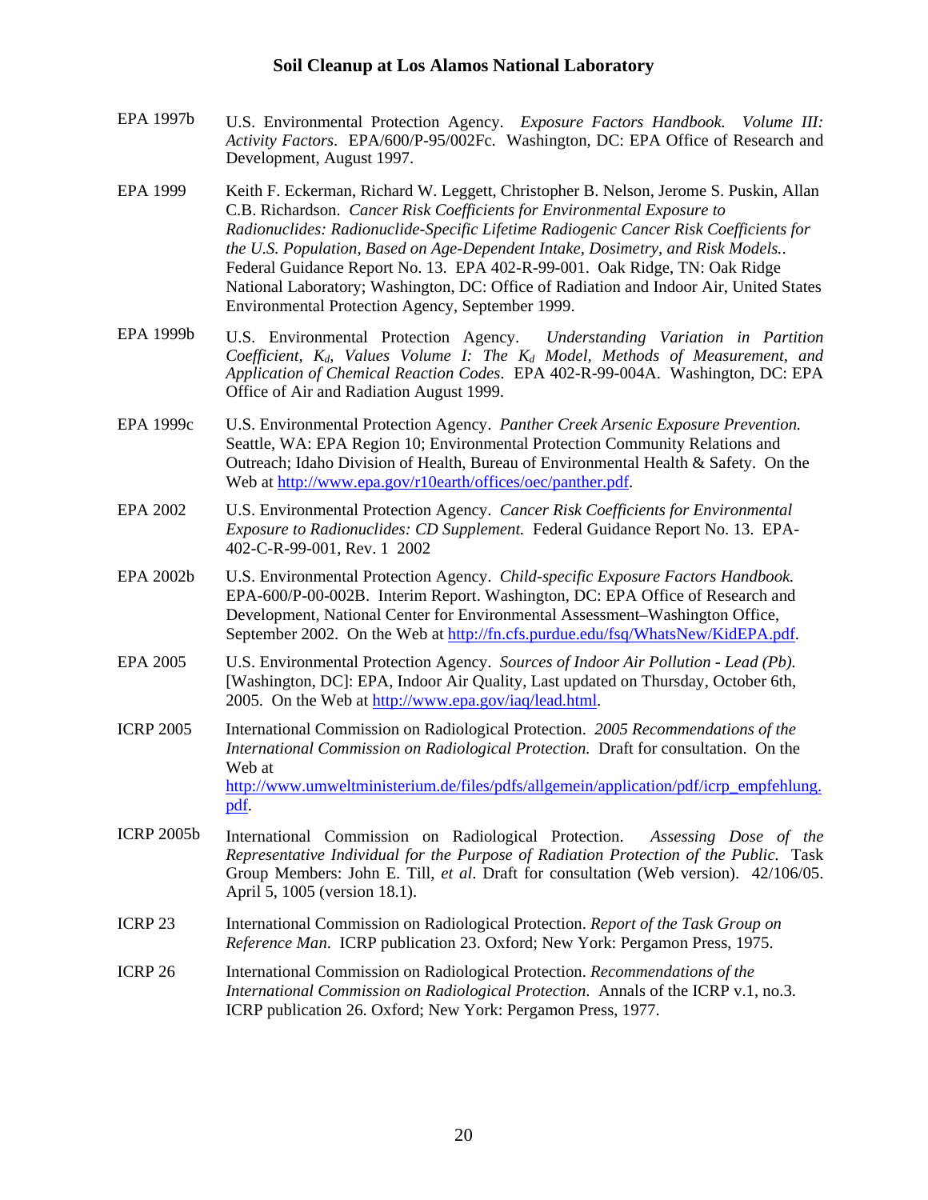EPA 1997b U.S. Environmental Protection Agency. *Exposure Factors Handbook. Volume III: Activity Factors*. EPA/600/P-95/002Fc. Washington, DC: EPA Office of Research and Development, August 1997.

EPA 1999 Keith F. Eckerman, Richard W. Leggett, Christopher B. Nelson, Jerome S. Puskin, Allan C.B. Richardson. *Cancer Risk Coefficients for Environmental Exposure to Radionuclides: Radionuclide-Specific Lifetime Radiogenic Cancer Risk Coefficients for the U.S. Population, Based on Age-Dependent Intake, Dosimetry, and Risk Models.*. Federal Guidance Report No. 13. EPA 402-R-99-001. Oak Ridge, TN: Oak Ridge National Laboratory; Washington, DC: Office of Radiation and Indoor Air, United States Environmental Protection Agency, September 1999.

EPA 1999b U.S. Environmental Protection Agency. *Understanding Variation in Partition Coefficient, $K_d$, Values Volume I: The $K_d$ Model, Methods of Measurement, and Application of Chemical Reaction Codes*. EPA 402-R-99-004A. Washington, DC: EPA Office of Air and Radiation August 1999.

EPA 1999c U.S. Environmental Protection Agency. *Panther Creek Arsenic Exposure Prevention.* Seattle, WA: EPA Region 10; Environmental Protection Community Relations and Outreach; Idaho Division of Health, Bureau of Environmental Health & Safety. On the Web at http://www.epa.gov/r10earth/offices/oec/panther.pdf.

EPA 2002 U.S. Environmental Protection Agency. *Cancer Risk Coefficients for Environmental Exposure to Radionuclides: CD Supplement.* Federal Guidance Report No. 13. EPA-402-C-R-99-001, Rev. 1 2002

EPA 2002b U.S. Environmental Protection Agency. *Child-specific Exposure Factors Handbook.* EPA-600/P-00-002B. Interim Report. Washington, DC: EPA Office of Research and Development, National Center for Environmental Assessment–Washington Office, September 2002. On the Web at http://fn.cfs.purdue.edu/fsq/WhatsNew/KidEPA.pdf.

EPA 2005 U.S. Environmental Protection Agency. *Sources of Indoor Air Pollution - Lead (Pb).* [Washington, DC]: EPA, Indoor Air Quality, Last updated on Thursday, October 6th, 2005. On the Web at http://www.epa.gov/iaq/lead.html.

ICRP 2005 International Commission on Radiological Protection. *2005 Recommendations of the International Commission on Radiological Protection.* Draft for consultation. On the Web at http://www.umweltministerium.de/files/pdfs/allgemein/application/pdf/icrp_empfehlung.pdf.

ICRP 2005b International Commission on Radiological Protection. *Assessing Dose of the Representative Individual for the Purpose of Radiation Protection of the Public.* Task Group Members: John E. Till, *et al*. Draft for consultation (Web version). 42/106/05. April 5, 1005 (version 18.1).

ICRP 23 International Commission on Radiological Protection. *Report of the Task Group on Reference Man.* ICRP publication 23. Oxford; New York: Pergamon Press, 1975.

ICRP 26 International Commission on Radiological Protection. *Recommendations of the International Commission on Radiological Protection.* Annals of the ICRP v.1, no.3. ICRP publication 26. Oxford; New York: Pergamon Press, 1977.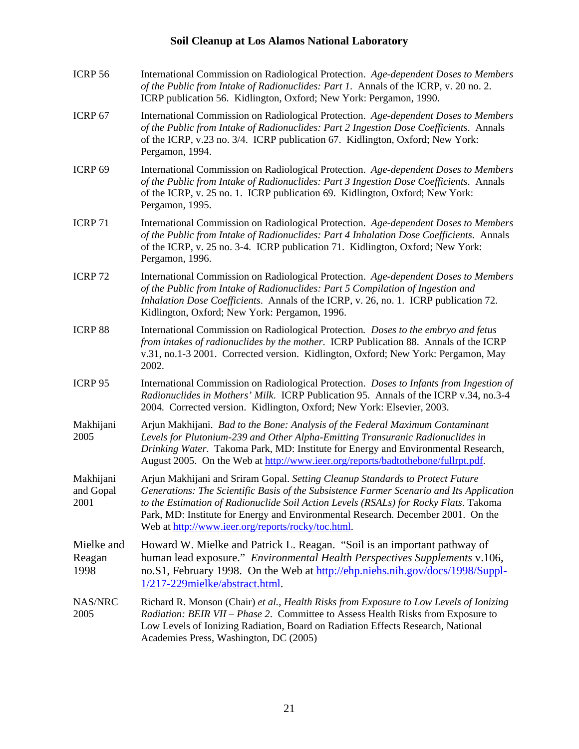| | |
|---|---|
| ICRP 56 | International Commission on Radiological Protection. *Age-dependent Doses to Members of the Public from Intake of Radionuclides: Part 1*. Annals of the ICRP, v. 20 no. 2. ICRP publication 56. Kidlington, Oxford; New York: Pergamon, 1990. |
| ICRP 67 | International Commission on Radiological Protection. *Age-dependent Doses to Members of the Public from Intake of Radionuclides: Part 2 Ingestion Dose Coefficients*. Annals of the ICRP, v.23 no. 3/4. ICRP publication 67. Kidlington, Oxford; New York: Pergamon, 1994. |
| ICRP 69 | International Commission on Radiological Protection. *Age-dependent Doses to Members of the Public from Intake of Radionuclides: Part 3 Ingestion Dose Coefficients*. Annals of the ICRP, v. 25 no. 1. ICRP publication 69. Kidlington, Oxford; New York: Pergamon, 1995. |
| ICRP 71 | International Commission on Radiological Protection. *Age-dependent Doses to Members of the Public from Intake of Radionuclides: Part 4 Inhalation Dose Coefficients*. Annals of the ICRP, v. 25 no. 3-4. ICRP publication 71. Kidlington, Oxford; New York: Pergamon, 1996. |
| ICRP 72 | International Commission on Radiological Protection. *Age-dependent Doses to Members of the Public from Intake of Radionuclides: Part 5 Compilation of Ingestion and Inhalation Dose Coefficients*. Annals of the ICRP, v. 26, no. 1. ICRP publication 72. Kidlington, Oxford; New York: Pergamon, 1996. |
| ICRP 88 | International Commission on Radiological Protection*. Doses to the embryo and fetus from intakes of radionuclides by the mother*. ICRP Publication 88. Annals of the ICRP v.31, no.1-3 2001. Corrected version. Kidlington, Oxford; New York: Pergamon, May 2002. |
| ICRP 95 | International Commission on Radiological Protection. *Doses to Infants from Ingestion of Radionuclides in Mothers' Milk*. ICRP Publication 95. Annals of the ICRP v.34, no.3-4 2004. Corrected version. Kidlington, Oxford; New York: Elsevier, 2003. |
| Makhijani 2005 | Arjun Makhijani. *Bad to the Bone: Analysis of the Federal Maximum Contaminant Levels for Plutonium-239 and Other Alpha-Emitting Transuranic Radionuclides in Drinking Water*. Takoma Park, MD: Institute for Energy and Environmental Research, August 2005. On the Web at http://www.ieer.org/reports/badtothebone/fullrpt.pdf. |
| Makhijani and Gopal 2001 | Arjun Makhijani and Sriram Gopal. *Setting Cleanup Standards to Protect Future Generations: The Scientific Basis of the Subsistence Farmer Scenario and Its Application to the Estimation of Radionuclide Soil Action Levels (RSALs) for Rocky Flats*. Takoma Park, MD: Institute for Energy and Environmental Research. December 2001. On the Web at http://www.ieer.org/reports/rocky/toc.html. |
| Mielke and Reagan 1998 | Howard W. Mielke and Patrick L. Reagan. "Soil is an important pathway of human lead exposure." *Environmental Health Perspectives Supplements* v.106, no.S1, February 1998. On the Web at http://ehp.niehs.nih.gov/docs/1998/Suppl-1/217-229mielke/abstract.html. |
| NAS/NRC 2005 | Richard R. Monson (Chair) *et al.*, *Health Risks from Exposure to Low Levels of Ionizing Radiation: BEIR VII – Phase 2*. Committee to Assess Health Risks from Exposure to Low Levels of Ionizing Radiation, Board on Radiation Effects Research, National Academies Press, Washington, DC (2005) |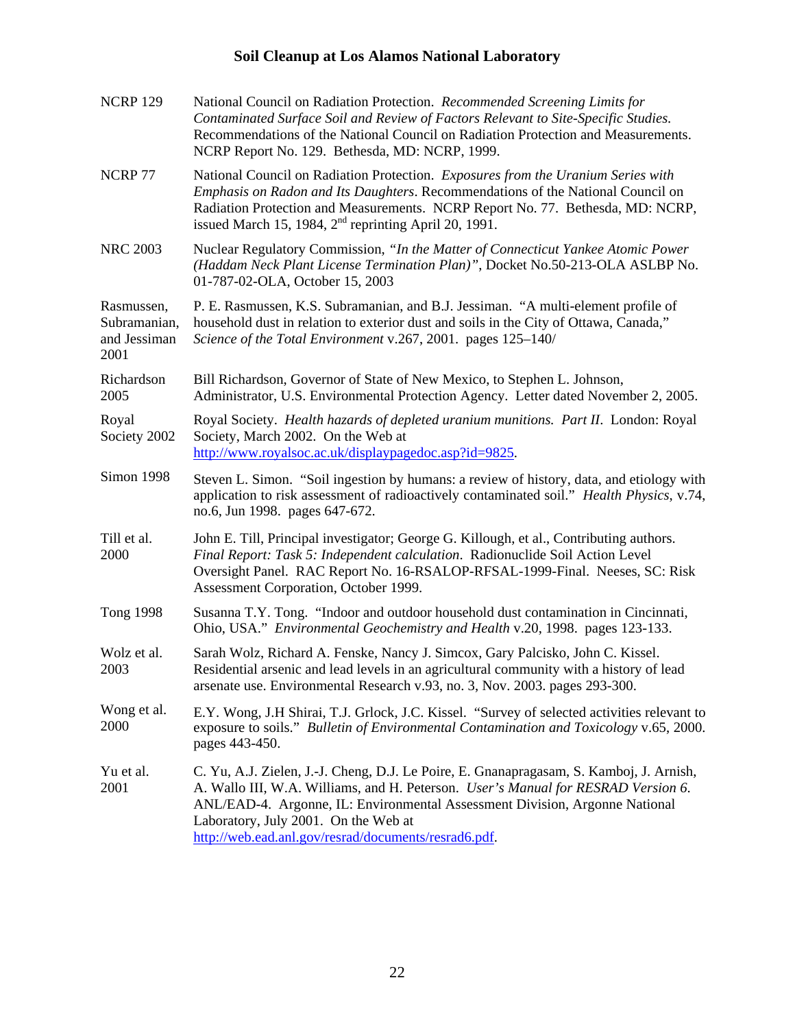| | |
|---|---|
| NCRP 129 | National Council on Radiation Protection. *Recommended Screening Limits for Contaminated Surface Soil and Review of Factors Relevant to Site-Specific Studies.* Recommendations of the National Council on Radiation Protection and Measurements. NCRP Report No. 129. Bethesda, MD: NCRP, 1999. |
| NCRP 77 | National Council on Radiation Protection. *Exposures from the Uranium Series with Emphasis on Radon and Its Daughters*. Recommendations of the National Council on Radiation Protection and Measurements. NCRP Report No. 77. Bethesda, MD: NCRP, issued March 15, 1984, 2nd reprinting April 20, 1991. |
| NRC 2003 | Nuclear Regulatory Commission, *"In the Matter of Connecticut Yankee Atomic Power (Haddam Neck Plant License Termination Plan)"*, Docket No.50-213-OLA ASLBP No. 01-787-02-OLA, October 15, 2003 |
| Rasmussen, Subramanian, and Jessiman 2001 | P. E. Rasmussen, K.S. Subramanian, and B.J. Jessiman. "A multi-element profile of household dust in relation to exterior dust and soils in the City of Ottawa, Canada," *Science of the Total Environment* v.267, 2001. pages 125–140/ |
| Richardson 2005 | Bill Richardson, Governor of State of New Mexico, to Stephen L. Johnson, Administrator, U.S. Environmental Protection Agency. Letter dated November 2, 2005. |
| Royal Society 2002 | Royal Society. *Health hazards of depleted uranium munitions. Part II*. London: Royal Society, March 2002. On the Web at http://www.royalsoc.ac.uk/displaypagedoc.asp?id=9825. |
| Simon 1998 | Steven L. Simon. "Soil ingestion by humans: a review of history, data, and etiology with application to risk assessment of radioactively contaminated soil." *Health Physics*, v.74, no.6, Jun 1998. pages 647-672. |
| Till et al. 2000 | John E. Till, Principal investigator; George G. Killough, et al., Contributing authors. *Final Report: Task 5: Independent calculation*. Radionuclide Soil Action Level Oversight Panel. RAC Report No. 16-RSALOP-RFSAL-1999-Final. Neeses, SC: Risk Assessment Corporation, October 1999. |
| Tong 1998 | Susanna T.Y. Tong. "Indoor and outdoor household dust contamination in Cincinnati, Ohio, USA." *Environmental Geochemistry and Health* v.20, 1998. pages 123-133. |
| Wolz et al. 2003 | Sarah Wolz, Richard A. Fenske, Nancy J. Simcox, Gary Palcisko, John C. Kissel. Residential arsenic and lead levels in an agricultural community with a history of lead arsenate use. Environmental Research v.93, no. 3, Nov. 2003. pages 293-300. |
| Wong et al. 2000 | E.Y. Wong, J.H Shirai, T.J. Grlock, J.C. Kissel. "Survey of selected activities relevant to exposure to soils." *Bulletin of Environmental Contamination and Toxicology* v.65, 2000. pages 443-450. |
| Yu et al. 2001 | C. Yu, A.J. Zielen, J.-J. Cheng, D.J. Le Poire, E. Gnanapragasam, S. Kamboj, J. Arnish, A. Wallo III, W.A. Williams, and H. Peterson. *User's Manual for RESRAD Version 6*. ANL/EAD-4. Argonne, IL: Environmental Assessment Division, Argonne National Laboratory, July 2001. On the Web at http://web.ead.anl.gov/resrad/documents/resrad6.pdf. |